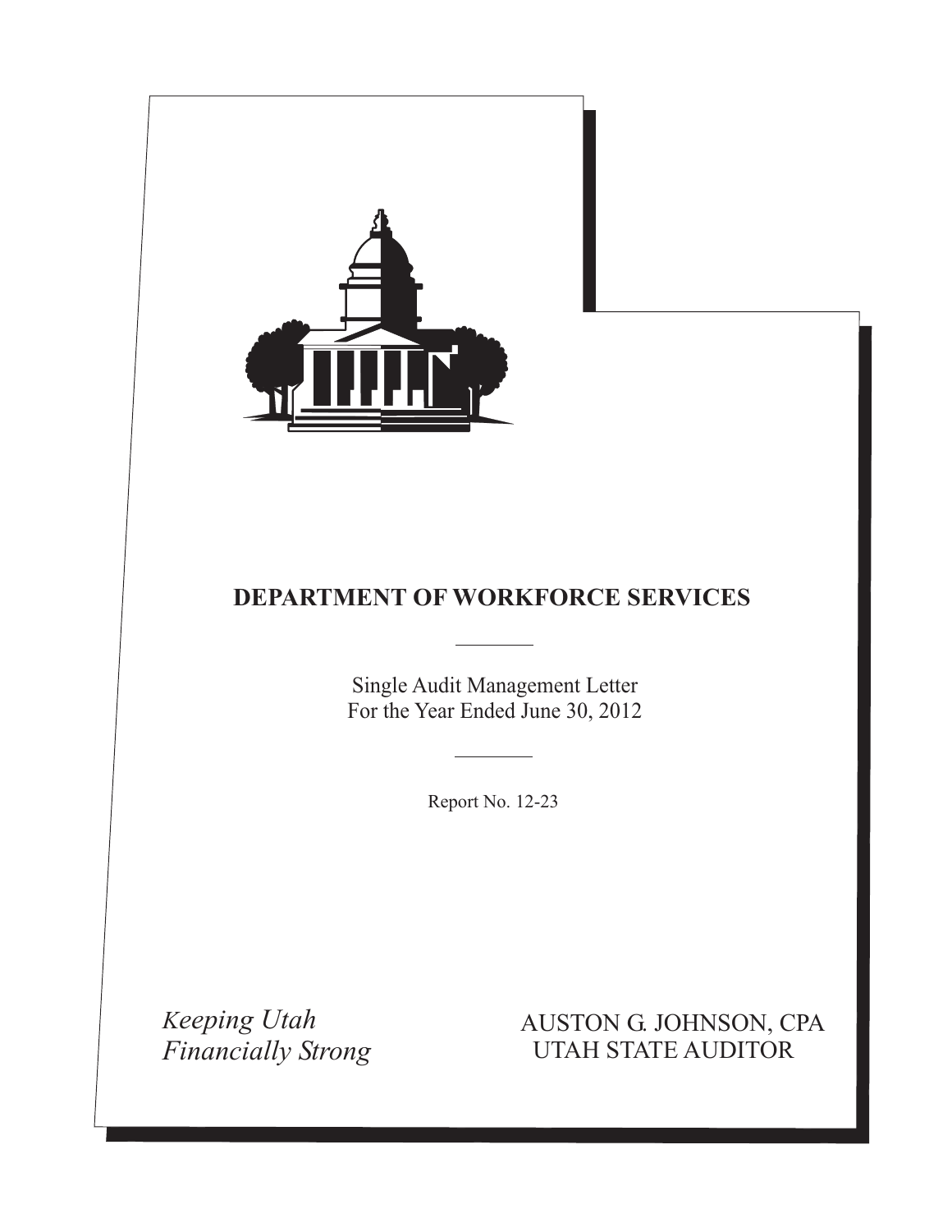# DEPARTMENT OF WORKFORCE SERVICES

Single Audit Management Letter
For the Year Ended June 30, 2012

Report No. 12-23

*Keeping Utah Financially Strong*

AUSTON G. JOHNSON, CPA
UTAH STATE AUDITOR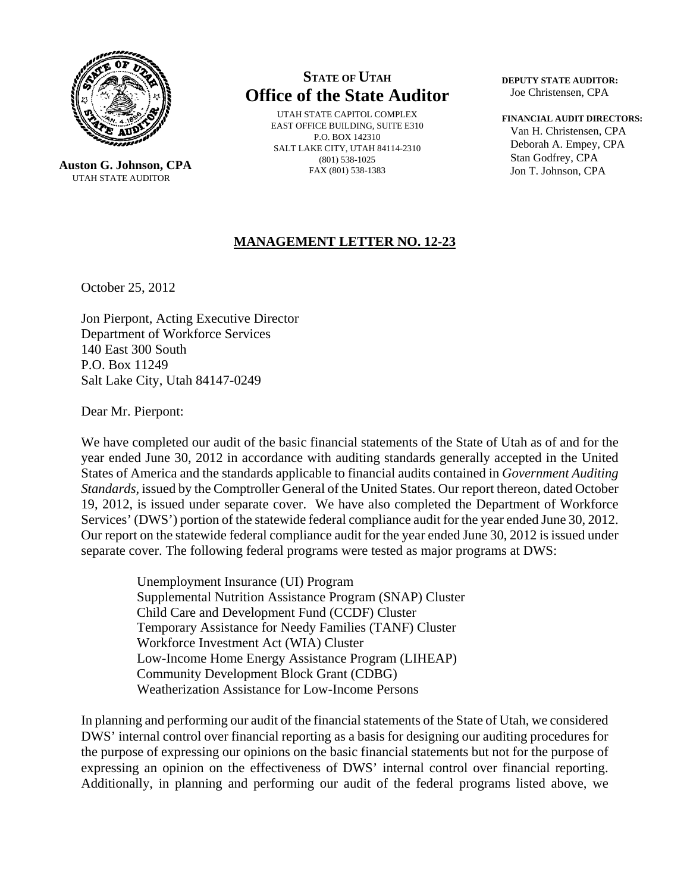**STATE OF UTAH**
**Office of the State Auditor**

UTAH STATE CAPITOL COMPLEX
EAST OFFICE BUILDING, SUITE E310
P.O. BOX 142310
SALT LAKE CITY, UTAH 84114-2310
(801) 538-1025
FAX (801) 538-1383

**Auston G. Johnson, CPA**
UTAH STATE AUDITOR

**DEPUTY STATE AUDITOR:**
Joe Christensen, CPA

**FINANCIAL AUDIT DIRECTORS:**
Van H. Christensen, CPA
Deborah A. Empey, CPA
Stan Godfrey, CPA
Jon T. Johnson, CPA

## MANAGEMENT LETTER NO. 12-23

October 25, 2012

Jon Pierpont, Acting Executive Director
Department of Workforce Services
140 East 300 South
P.O. Box 11249
Salt Lake City, Utah 84147-0249

Dear Mr. Pierpont:

We have completed our audit of the basic financial statements of the State of Utah as of and for the year ended June 30, 2012 in accordance with auditing standards generally accepted in the United States of America and the standards applicable to financial audits contained in *Government Auditing Standards,* issued by the Comptroller General of the United States. Our report thereon, dated October 19, 2012, is issued under separate cover. We have also completed the Department of Workforce Services' (DWS') portion of the statewide federal compliance audit for the year ended June 30, 2012. Our report on the statewide federal compliance audit for the year ended June 30, 2012 is issued under separate cover. The following federal programs were tested as major programs at DWS:

Unemployment Insurance (UI) Program
Supplemental Nutrition Assistance Program (SNAP) Cluster
Child Care and Development Fund (CCDF) Cluster
Temporary Assistance for Needy Families (TANF) Cluster
Workforce Investment Act (WIA) Cluster
Low-Income Home Energy Assistance Program (LIHEAP)
Community Development Block Grant (CDBG)
Weatherization Assistance for Low-Income Persons

In planning and performing our audit of the financial statements of the State of Utah, we considered DWS' internal control over financial reporting as a basis for designing our auditing procedures for the purpose of expressing our opinions on the basic financial statements but not for the purpose of expressing an opinion on the effectiveness of DWS' internal control over financial reporting. Additionally, in planning and performing our audit of the federal programs listed above, we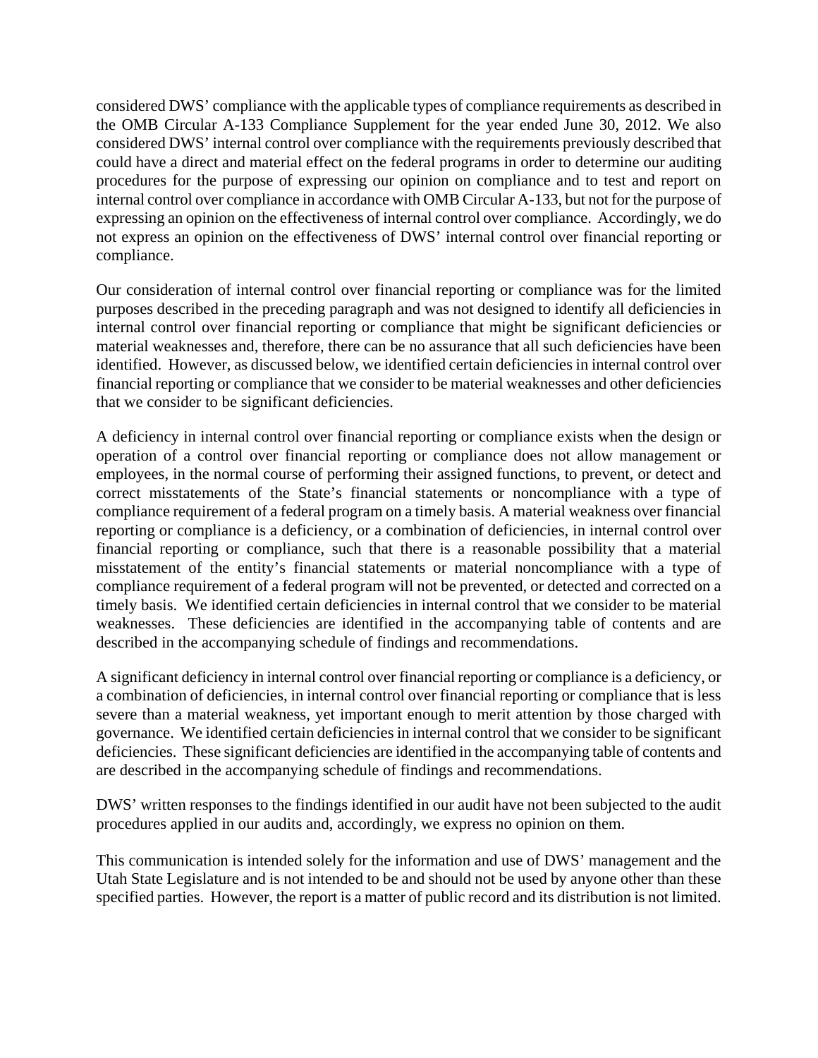considered DWS' compliance with the applicable types of compliance requirements as described in the OMB Circular A-133 Compliance Supplement for the year ended June 30, 2012. We also considered DWS' internal control over compliance with the requirements previously described that could have a direct and material effect on the federal programs in order to determine our auditing procedures for the purpose of expressing our opinion on compliance and to test and report on internal control over compliance in accordance with OMB Circular A-133, but not for the purpose of expressing an opinion on the effectiveness of internal control over compliance. Accordingly, we do not express an opinion on the effectiveness of DWS' internal control over financial reporting or compliance.

Our consideration of internal control over financial reporting or compliance was for the limited purposes described in the preceding paragraph and was not designed to identify all deficiencies in internal control over financial reporting or compliance that might be significant deficiencies or material weaknesses and, therefore, there can be no assurance that all such deficiencies have been identified. However, as discussed below, we identified certain deficiencies in internal control over financial reporting or compliance that we consider to be material weaknesses and other deficiencies that we consider to be significant deficiencies.

A deficiency in internal control over financial reporting or compliance exists when the design or operation of a control over financial reporting or compliance does not allow management or employees, in the normal course of performing their assigned functions, to prevent, or detect and correct misstatements of the State's financial statements or noncompliance with a type of compliance requirement of a federal program on a timely basis. A material weakness over financial reporting or compliance is a deficiency, or a combination of deficiencies, in internal control over financial reporting or compliance, such that there is a reasonable possibility that a material misstatement of the entity's financial statements or material noncompliance with a type of compliance requirement of a federal program will not be prevented, or detected and corrected on a timely basis. We identified certain deficiencies in internal control that we consider to be material weaknesses. These deficiencies are identified in the accompanying table of contents and are described in the accompanying schedule of findings and recommendations.

A significant deficiency in internal control over financial reporting or compliance is a deficiency, or a combination of deficiencies, in internal control over financial reporting or compliance that is less severe than a material weakness, yet important enough to merit attention by those charged with governance. We identified certain deficiencies in internal control that we consider to be significant deficiencies. These significant deficiencies are identified in the accompanying table of contents and are described in the accompanying schedule of findings and recommendations.

DWS' written responses to the findings identified in our audit have not been subjected to the audit procedures applied in our audits and, accordingly, we express no opinion on them.

This communication is intended solely for the information and use of DWS' management and the Utah State Legislature and is not intended to be and should not be used by anyone other than these specified parties. However, the report is a matter of public record and its distribution is not limited.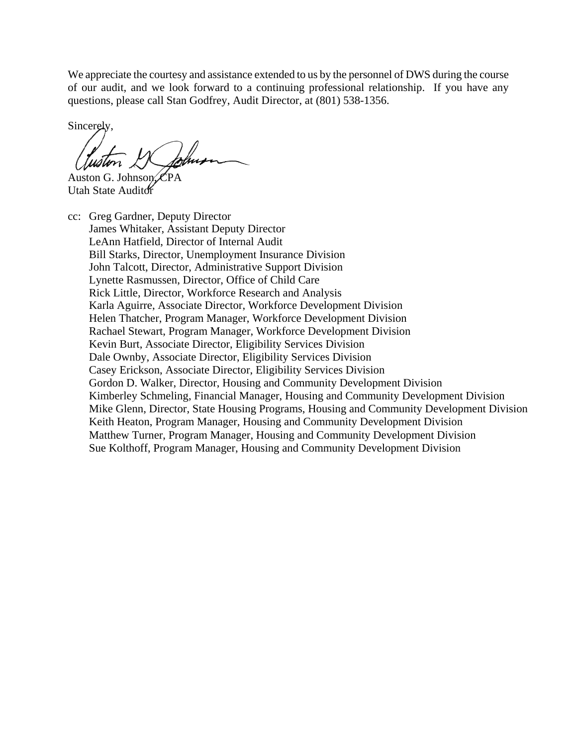We appreciate the courtesy and assistance extended to us by the personnel of DWS during the course of our audit, and we look forward to a continuing professional relationship. If you have any questions, please call Stan Godfrey, Audit Director, at (801) 538-1356.

Sincerely,

Auston G. Johnson, CPA
Utah State Auditor

cc: Greg Gardner, Deputy Director
James Whitaker, Assistant Deputy Director
LeAnn Hatfield, Director of Internal Audit
Bill Starks, Director, Unemployment Insurance Division
John Talcott, Director, Administrative Support Division
Lynette Rasmussen, Director, Office of Child Care
Rick Little, Director, Workforce Research and Analysis
Karla Aguirre, Associate Director, Workforce Development Division
Helen Thatcher, Program Manager, Workforce Development Division
Rachael Stewart, Program Manager, Workforce Development Division
Kevin Burt, Associate Director, Eligibility Services Division
Dale Ownby, Associate Director, Eligibility Services Division
Casey Erickson, Associate Director, Eligibility Services Division
Gordon D. Walker, Director, Housing and Community Development Division
Kimberley Schmeling, Financial Manager, Housing and Community Development Division
Mike Glenn, Director, State Housing Programs, Housing and Community Development Division
Keith Heaton, Program Manager, Housing and Community Development Division
Matthew Turner, Program Manager, Housing and Community Development Division
Sue Kolthoff, Program Manager, Housing and Community Development Division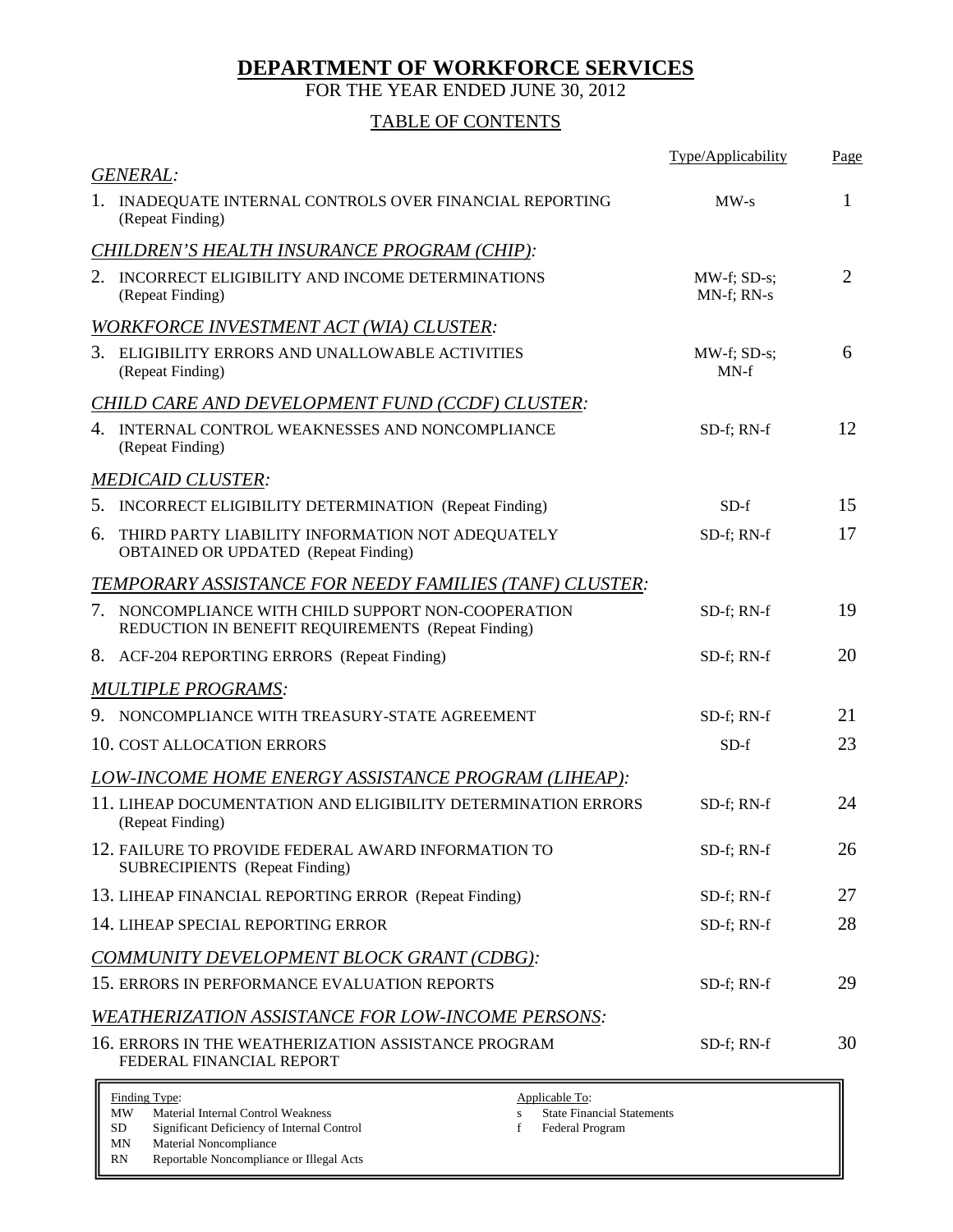# DEPARTMENT OF WORKFORCE SERVICES

FOR THE YEAR ENDED JUNE 30, 2012

## TABLE OF CONTENTS

| | Type/Applicability | Page |
|---|---|---|
| ***GENERAL:*** | | |
| 1. INADEQUATE INTERNAL CONTROLS OVER FINANCIAL REPORTING (Repeat Finding) | MW-s | 1 |
| ***CHILDREN'S HEALTH INSURANCE PROGRAM (CHIP):*** | | |
| 2. INCORRECT ELIGIBILITY AND INCOME DETERMINATIONS (Repeat Finding) | MW-f; SD-s; MN-f; RN-s | 2 |
| ***WORKFORCE INVESTMENT ACT (WIA) CLUSTER:*** | | |
| 3. ELIGIBILITY ERRORS AND UNALLOWABLE ACTIVITIES (Repeat Finding) | MW-f; SD-s; MN-f | 6 |
| ***CHILD CARE AND DEVELOPMENT FUND (CCDF) CLUSTER:*** | | |
| 4. INTERNAL CONTROL WEAKNESSES AND NONCOMPLIANCE (Repeat Finding) | SD-f; RN-f | 12 |
| ***MEDICAID CLUSTER:*** | | |
| 5. INCORRECT ELIGIBILITY DETERMINATION (Repeat Finding) | SD-f | 15 |
| 6. THIRD PARTY LIABILITY INFORMATION NOT ADEQUATELY OBTAINED OR UPDATED (Repeat Finding) | SD-f; RN-f | 17 |
| ***TEMPORARY ASSISTANCE FOR NEEDY FAMILIES (TANF) CLUSTER:*** | | |
| 7. NONCOMPLIANCE WITH CHILD SUPPORT NON-COOPERATION REDUCTION IN BENEFIT REQUIREMENTS (Repeat Finding) | SD-f; RN-f | 19 |
| 8. ACF-204 REPORTING ERRORS (Repeat Finding) | SD-f; RN-f | 20 |
| ***MULTIPLE PROGRAMS:*** | | |
| 9. NONCOMPLIANCE WITH TREASURY-STATE AGREEMENT | SD-f; RN-f | 21 |
| 10. COST ALLOCATION ERRORS | SD-f | 23 |
| ***LOW-INCOME HOME ENERGY ASSISTANCE PROGRAM (LIHEAP):*** | | |
| 11. LIHEAP DOCUMENTATION AND ELIGIBILITY DETERMINATION ERRORS (Repeat Finding) | SD-f; RN-f | 24 |
| 12. FAILURE TO PROVIDE FEDERAL AWARD INFORMATION TO SUBRECIPIENTS (Repeat Finding) | SD-f; RN-f | 26 |
| 13. LIHEAP FINANCIAL REPORTING ERROR (Repeat Finding) | SD-f; RN-f | 27 |
| 14. LIHEAP SPECIAL REPORTING ERROR | SD-f; RN-f | 28 |
| ***COMMUNITY DEVELOPMENT BLOCK GRANT (CDBG):*** | | |
| 15. ERRORS IN PERFORMANCE EVALUATION REPORTS | SD-f; RN-f | 29 |
| ***WEATHERIZATION ASSISTANCE FOR LOW-INCOME PERSONS:*** | | |
| 16. ERRORS IN THE WEATHERIZATION ASSISTANCE PROGRAM FEDERAL FINANCIAL REPORT | SD-f; RN-f | 30 |

| Finding Type: | | Applicable To: | |
|---|---|---|---|
| MW | Material Internal Control Weakness | s | State Financial Statements |
| SD | Significant Deficiency of Internal Control | f | Federal Program |
| MN | Material Noncompliance | | |
| RN | Reportable Noncompliance or Illegal Acts | | |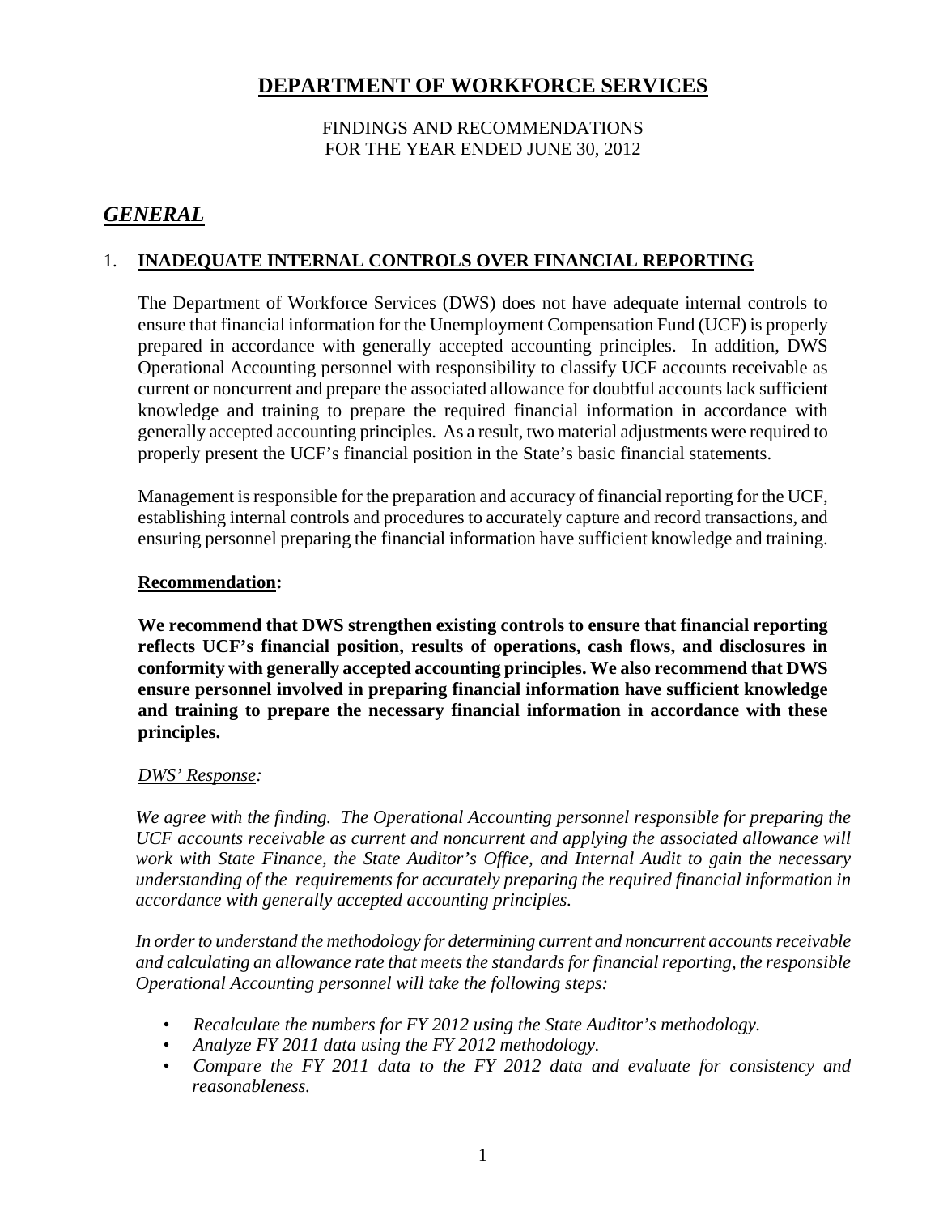# DEPARTMENT OF WORKFORCE SERVICES

FINDINGS AND RECOMMENDATIONS
FOR THE YEAR ENDED JUNE 30, 2012

## *GENERAL*

### 1. INADEQUATE INTERNAL CONTROLS OVER FINANCIAL REPORTING

The Department of Workforce Services (DWS) does not have adequate internal controls to ensure that financial information for the Unemployment Compensation Fund (UCF) is properly prepared in accordance with generally accepted accounting principles. In addition, DWS Operational Accounting personnel with responsibility to classify UCF accounts receivable as current or noncurrent and prepare the associated allowance for doubtful accounts lack sufficient knowledge and training to prepare the required financial information in accordance with generally accepted accounting principles. As a result, two material adjustments were required to properly present the UCF's financial position in the State's basic financial statements.

Management is responsible for the preparation and accuracy of financial reporting for the UCF, establishing internal controls and procedures to accurately capture and record transactions, and ensuring personnel preparing the financial information have sufficient knowledge and training.

**Recommendation:**

**We recommend that DWS strengthen existing controls to ensure that financial reporting reflects UCF's financial position, results of operations, cash flows, and disclosures in conformity with generally accepted accounting principles. We also recommend that DWS ensure personnel involved in preparing financial information have sufficient knowledge and training to prepare the necessary financial information in accordance with these principles.**

*DWS' Response:*

*We agree with the finding. The Operational Accounting personnel responsible for preparing the UCF accounts receivable as current and noncurrent and applying the associated allowance will work with State Finance, the State Auditor's Office, and Internal Audit to gain the necessary understanding of the requirements for accurately preparing the required financial information in accordance with generally accepted accounting principles.*

*In order to understand the methodology for determining current and noncurrent accounts receivable and calculating an allowance rate that meets the standards for financial reporting, the responsible Operational Accounting personnel will take the following steps:*

- *Recalculate the numbers for FY 2012 using the State Auditor's methodology.*
- *Analyze FY 2011 data using the FY 2012 methodology.*
- *Compare the FY 2011 data to the FY 2012 data and evaluate for consistency and reasonableness.*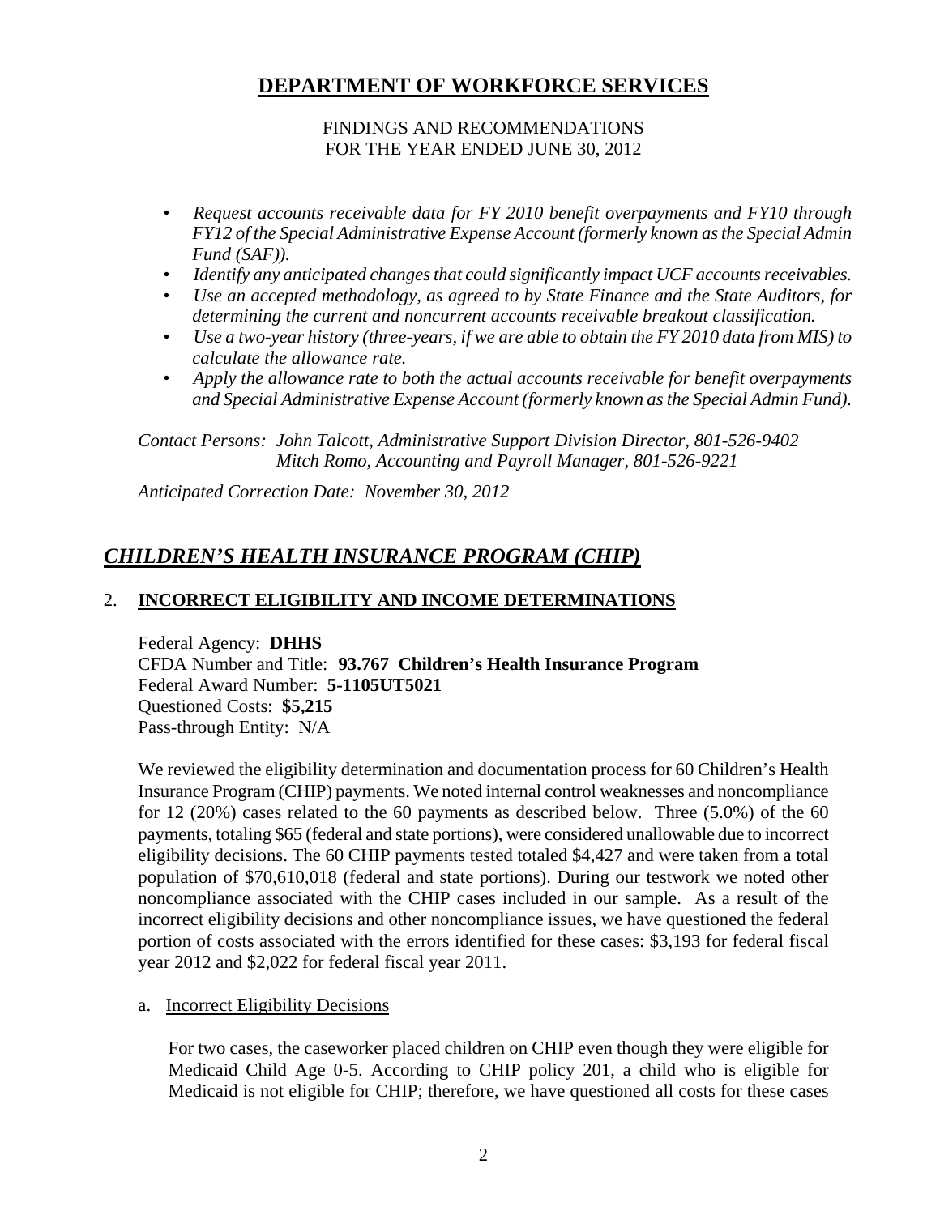# DEPARTMENT OF WORKFORCE SERVICES

FINDINGS AND RECOMMENDATIONS
FOR THE YEAR ENDED JUNE 30, 2012

- *Request accounts receivable data for FY 2010 benefit overpayments and FY10 through FY12 of the Special Administrative Expense Account (formerly known as the Special Admin Fund (SAF)).*
- *Identify any anticipated changes that could significantly impact UCF accounts receivables.*
- *Use an accepted methodology, as agreed to by State Finance and the State Auditors, for determining the current and noncurrent accounts receivable breakout classification.*
- *Use a two-year history (three-years, if we are able to obtain the FY 2010 data from MIS) to calculate the allowance rate.*
- *Apply the allowance rate to both the actual accounts receivable for benefit overpayments and Special Administrative Expense Account (formerly known as the Special Admin Fund).*

*Contact Persons: John Talcott, Administrative Support Division Director, 801-526-9402*
*Mitch Romo, Accounting and Payroll Manager, 801-526-9221*

*Anticipated Correction Date: November 30, 2012*

## *CHILDREN'S HEALTH INSURANCE PROGRAM (CHIP)*

### 2. INCORRECT ELIGIBILITY AND INCOME DETERMINATIONS

Federal Agency: **DHHS**
CFDA Number and Title: **93.767 Children's Health Insurance Program**
Federal Award Number: **5-1105UT5021**
Questioned Costs: **$5,215**
Pass-through Entity: N/A

We reviewed the eligibility determination and documentation process for 60 Children's Health Insurance Program (CHIP) payments. We noted internal control weaknesses and noncompliance for 12 (20%) cases related to the 60 payments as described below. Three (5.0%) of the 60 payments, totaling $65 (federal and state portions), were considered unallowable due to incorrect eligibility decisions. The 60 CHIP payments tested totaled $4,427 and were taken from a total population of $70,610,018 (federal and state portions). During our testwork we noted other noncompliance associated with the CHIP cases included in our sample. As a result of the incorrect eligibility decisions and other noncompliance issues, we have questioned the federal portion of costs associated with the errors identified for these cases: $3,193 for federal fiscal year 2012 and $2,022 for federal fiscal year 2011.

a. Incorrect Eligibility Decisions

For two cases, the caseworker placed children on CHIP even though they were eligible for Medicaid Child Age 0-5. According to CHIP policy 201, a child who is eligible for Medicaid is not eligible for CHIP; therefore, we have questioned all costs for these cases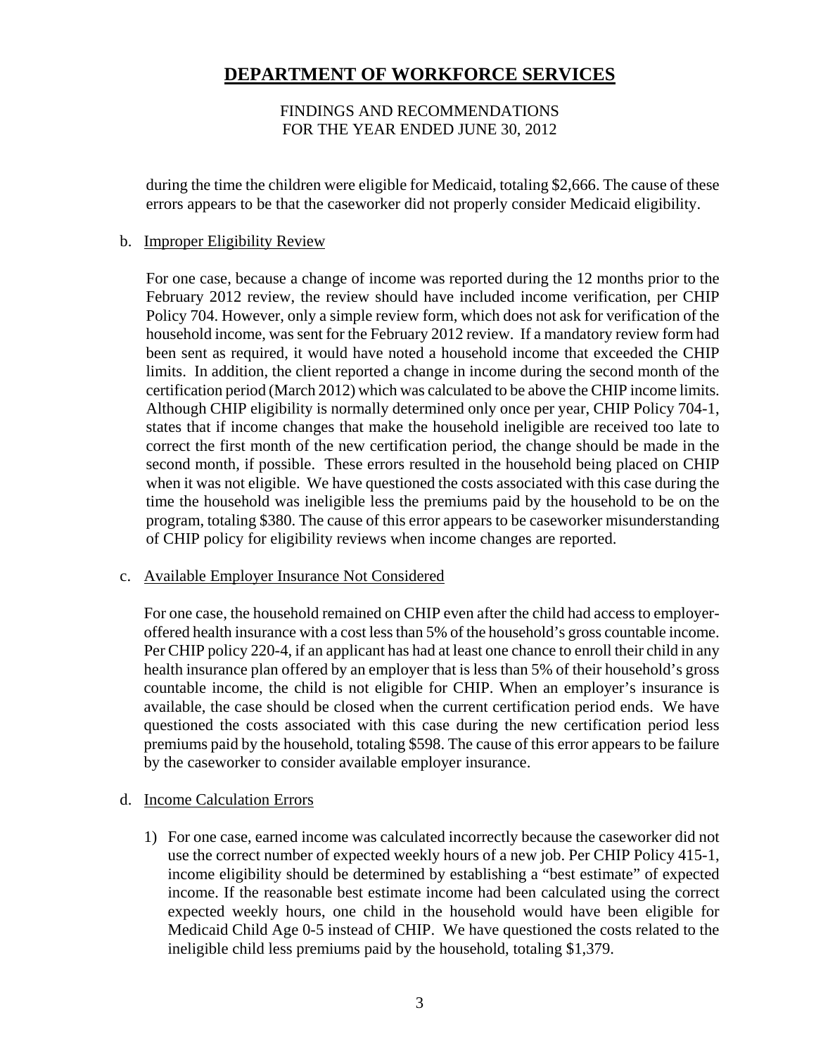during the time the children were eligible for Medicaid, totaling $2,666. The cause of these errors appears to be that the caseworker did not properly consider Medicaid eligibility.

b. Improper Eligibility Review

For one case, because a change of income was reported during the 12 months prior to the February 2012 review, the review should have included income verification, per CHIP Policy 704. However, only a simple review form, which does not ask for verification of the household income, was sent for the February 2012 review. If a mandatory review form had been sent as required, it would have noted a household income that exceeded the CHIP limits. In addition, the client reported a change in income during the second month of the certification period (March 2012) which was calculated to be above the CHIP income limits. Although CHIP eligibility is normally determined only once per year, CHIP Policy 704-1, states that if income changes that make the household ineligible are received too late to correct the first month of the new certification period, the change should be made in the second month, if possible. These errors resulted in the household being placed on CHIP when it was not eligible. We have questioned the costs associated with this case during the time the household was ineligible less the premiums paid by the household to be on the program, totaling $380. The cause of this error appears to be caseworker misunderstanding of CHIP policy for eligibility reviews when income changes are reported.

c. Available Employer Insurance Not Considered

For one case, the household remained on CHIP even after the child had access to employer-offered health insurance with a cost less than 5% of the household's gross countable income. Per CHIP policy 220-4, if an applicant has had at least one chance to enroll their child in any health insurance plan offered by an employer that is less than 5% of their household's gross countable income, the child is not eligible for CHIP. When an employer's insurance is available, the case should be closed when the current certification period ends. We have questioned the costs associated with this case during the new certification period less premiums paid by the household, totaling $598. The cause of this error appears to be failure by the caseworker to consider available employer insurance.

d. Income Calculation Errors

1) For one case, earned income was calculated incorrectly because the caseworker did not use the correct number of expected weekly hours of a new job. Per CHIP Policy 415-1, income eligibility should be determined by establishing a "best estimate" of expected income. If the reasonable best estimate income had been calculated using the correct expected weekly hours, one child in the household would have been eligible for Medicaid Child Age 0-5 instead of CHIP. We have questioned the costs related to the ineligible child less premiums paid by the household, totaling $1,379.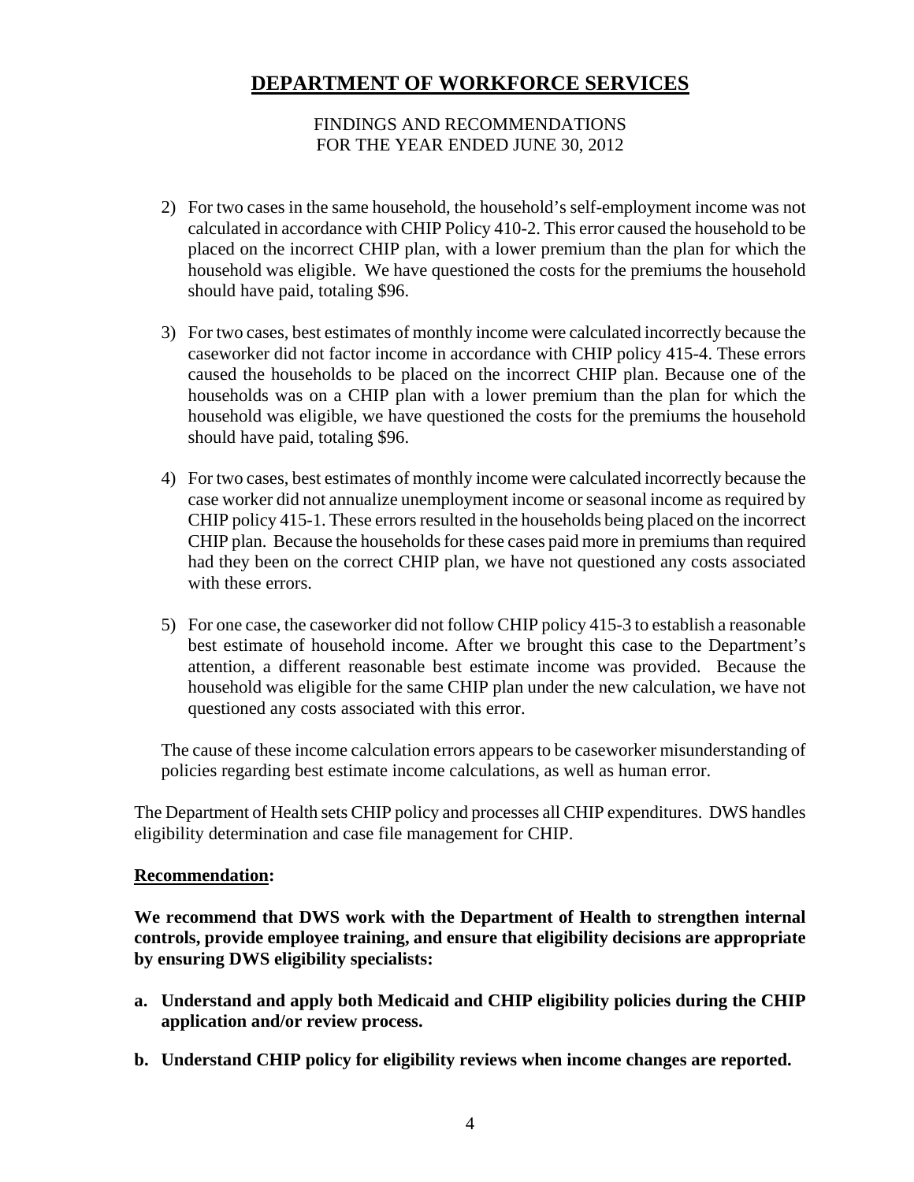2) For two cases in the same household, the household's self-employment income was not calculated in accordance with CHIP Policy 410-2. This error caused the household to be placed on the incorrect CHIP plan, with a lower premium than the plan for which the household was eligible. We have questioned the costs for the premiums the household should have paid, totaling $96.

3) For two cases, best estimates of monthly income were calculated incorrectly because the caseworker did not factor income in accordance with CHIP policy 415-4. These errors caused the households to be placed on the incorrect CHIP plan. Because one of the households was on a CHIP plan with a lower premium than the plan for which the household was eligible, we have questioned the costs for the premiums the household should have paid, totaling $96.

4) For two cases, best estimates of monthly income were calculated incorrectly because the case worker did not annualize unemployment income or seasonal income as required by CHIP policy 415-1. These errors resulted in the households being placed on the incorrect CHIP plan. Because the households for these cases paid more in premiums than required had they been on the correct CHIP plan, we have not questioned any costs associated with these errors.

5) For one case, the caseworker did not follow CHIP policy 415-3 to establish a reasonable best estimate of household income. After we brought this case to the Department's attention, a different reasonable best estimate income was provided. Because the household was eligible for the same CHIP plan under the new calculation, we have not questioned any costs associated with this error.

The cause of these income calculation errors appears to be caseworker misunderstanding of policies regarding best estimate income calculations, as well as human error.

The Department of Health sets CHIP policy and processes all CHIP expenditures. DWS handles eligibility determination and case file management for CHIP.

**Recommendation:**

**We recommend that DWS work with the Department of Health to strengthen internal controls, provide employee training, and ensure that eligibility decisions are appropriate by ensuring DWS eligibility specialists:**

**a. Understand and apply both Medicaid and CHIP eligibility policies during the CHIP application and/or review process.**

**b. Understand CHIP policy for eligibility reviews when income changes are reported.**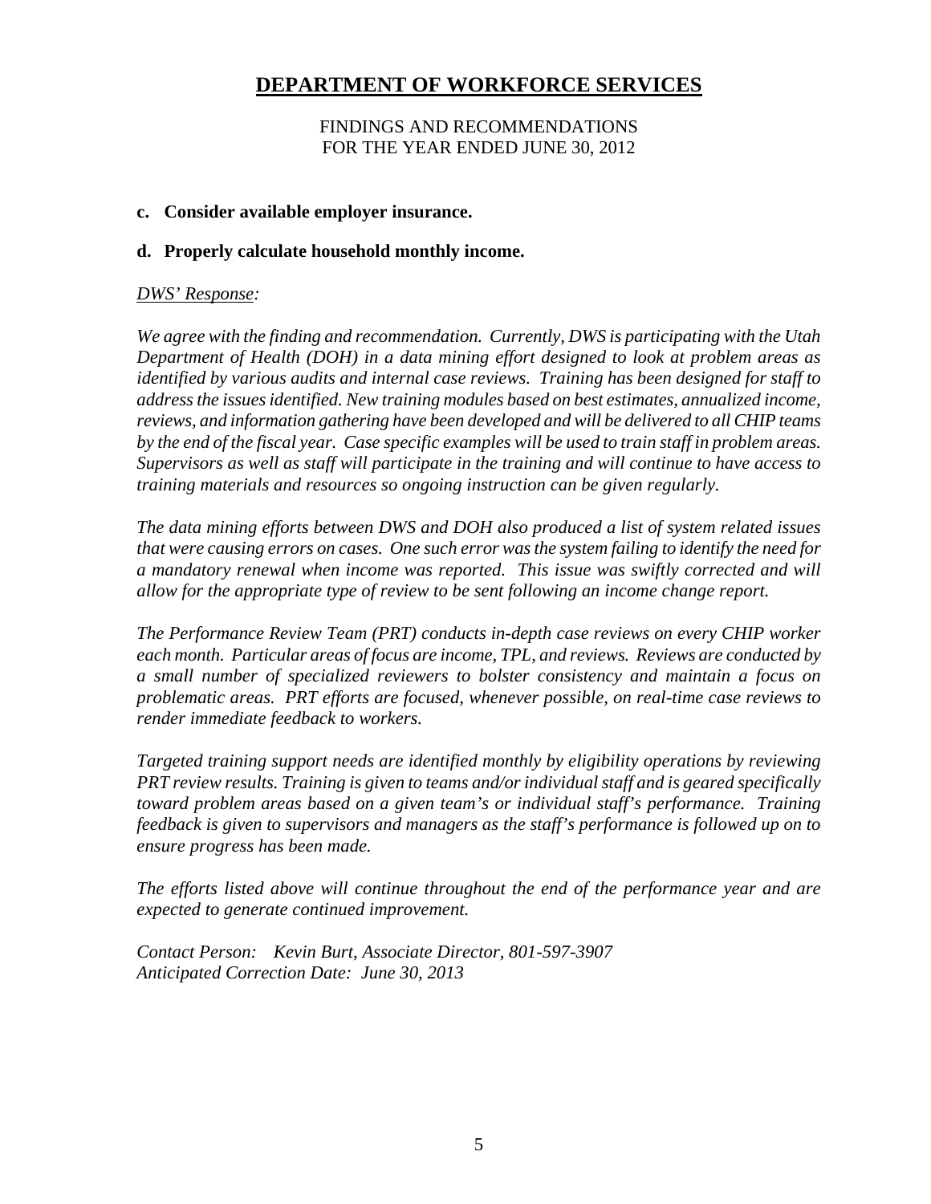# DEPARTMENT OF WORKFORCE SERVICES

FINDINGS AND RECOMMENDATIONS
FOR THE YEAR ENDED JUNE 30, 2012

**c. Consider available employer insurance.**

**d. Properly calculate household monthly income.**

*DWS' Response:*

*We agree with the finding and recommendation. Currently, DWS is participating with the Utah Department of Health (DOH) in a data mining effort designed to look at problem areas as identified by various audits and internal case reviews. Training has been designed for staff to address the issues identified. New training modules based on best estimates, annualized income, reviews, and information gathering have been developed and will be delivered to all CHIP teams by the end of the fiscal year. Case specific examples will be used to train staff in problem areas. Supervisors as well as staff will participate in the training and will continue to have access to training materials and resources so ongoing instruction can be given regularly.*

*The data mining efforts between DWS and DOH also produced a list of system related issues that were causing errors on cases. One such error was the system failing to identify the need for a mandatory renewal when income was reported. This issue was swiftly corrected and will allow for the appropriate type of review to be sent following an income change report.*

*The Performance Review Team (PRT) conducts in-depth case reviews on every CHIP worker each month. Particular areas of focus are income, TPL, and reviews. Reviews are conducted by a small number of specialized reviewers to bolster consistency and maintain a focus on problematic areas. PRT efforts are focused, whenever possible, on real-time case reviews to render immediate feedback to workers.*

*Targeted training support needs are identified monthly by eligibility operations by reviewing PRT review results. Training is given to teams and/or individual staff and is geared specifically toward problem areas based on a given team's or individual staff's performance. Training feedback is given to supervisors and managers as the staff's performance is followed up on to ensure progress has been made.*

*The efforts listed above will continue throughout the end of the performance year and are expected to generate continued improvement.*

*Contact Person: Kevin Burt, Associate Director, 801-597-3907*
*Anticipated Correction Date: June 30, 2013*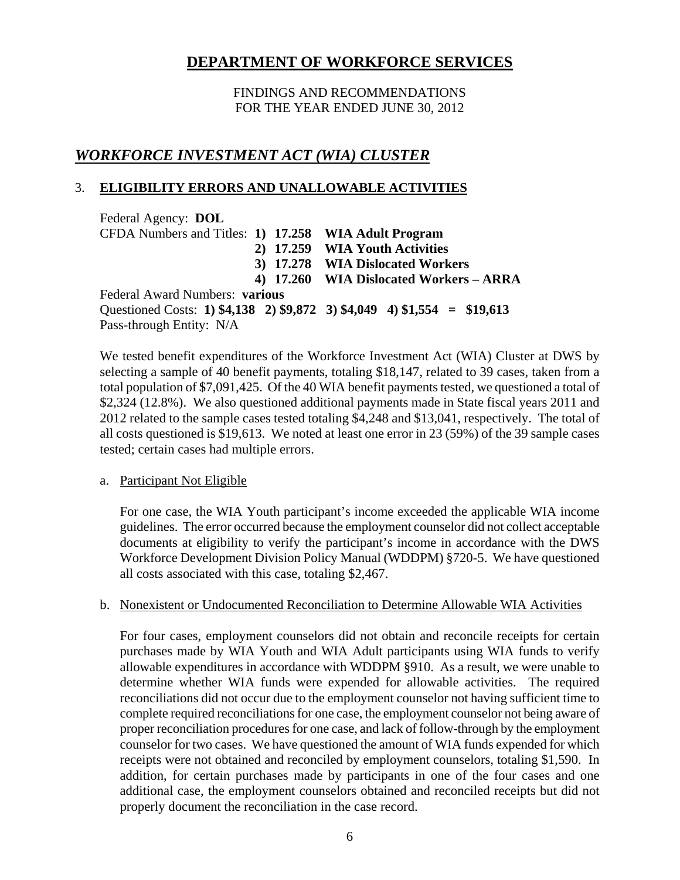# DEPARTMENT OF WORKFORCE SERVICES

FINDINGS AND RECOMMENDATIONS
FOR THE YEAR ENDED JUNE 30, 2012

## *WORKFORCE INVESTMENT ACT (WIA) CLUSTER*

### 3. ELIGIBILITY ERRORS AND UNALLOWABLE ACTIVITIES

Federal Agency: **DOL**
CFDA Numbers and Titles: **1) 17.258 WIA Adult Program**
**2) 17.259 WIA Youth Activities**
**3) 17.278 WIA Dislocated Workers**
**4) 17.260 WIA Dislocated Workers – ARRA**
Federal Award Numbers: **various**
Questioned Costs: **1) $4,138 2) $9,872 3) $4,049 4) $1,554 = $19,613**
Pass-through Entity: N/A

We tested benefit expenditures of the Workforce Investment Act (WIA) Cluster at DWS by selecting a sample of 40 benefit payments, totaling $18,147, related to 39 cases, taken from a total population of $7,091,425. Of the 40 WIA benefit payments tested, we questioned a total of $2,324 (12.8%). We also questioned additional payments made in State fiscal years 2011 and 2012 related to the sample cases tested totaling $4,248 and $13,041, respectively. The total of all costs questioned is $19,613. We noted at least one error in 23 (59%) of the 39 sample cases tested; certain cases had multiple errors.

a. Participant Not Eligible

For one case, the WIA Youth participant's income exceeded the applicable WIA income guidelines. The error occurred because the employment counselor did not collect acceptable documents at eligibility to verify the participant's income in accordance with the DWS Workforce Development Division Policy Manual (WDDPM) §720-5. We have questioned all costs associated with this case, totaling $2,467.

b. Nonexistent or Undocumented Reconciliation to Determine Allowable WIA Activities

For four cases, employment counselors did not obtain and reconcile receipts for certain purchases made by WIA Youth and WIA Adult participants using WIA funds to verify allowable expenditures in accordance with WDDPM §910. As a result, we were unable to determine whether WIA funds were expended for allowable activities. The required reconciliations did not occur due to the employment counselor not having sufficient time to complete required reconciliations for one case, the employment counselor not being aware of proper reconciliation procedures for one case, and lack of follow-through by the employment counselor for two cases. We have questioned the amount of WIA funds expended for which receipts were not obtained and reconciled by employment counselors, totaling $1,590. In addition, for certain purchases made by participants in one of the four cases and one additional case, the employment counselors obtained and reconciled receipts but did not properly document the reconciliation in the case record.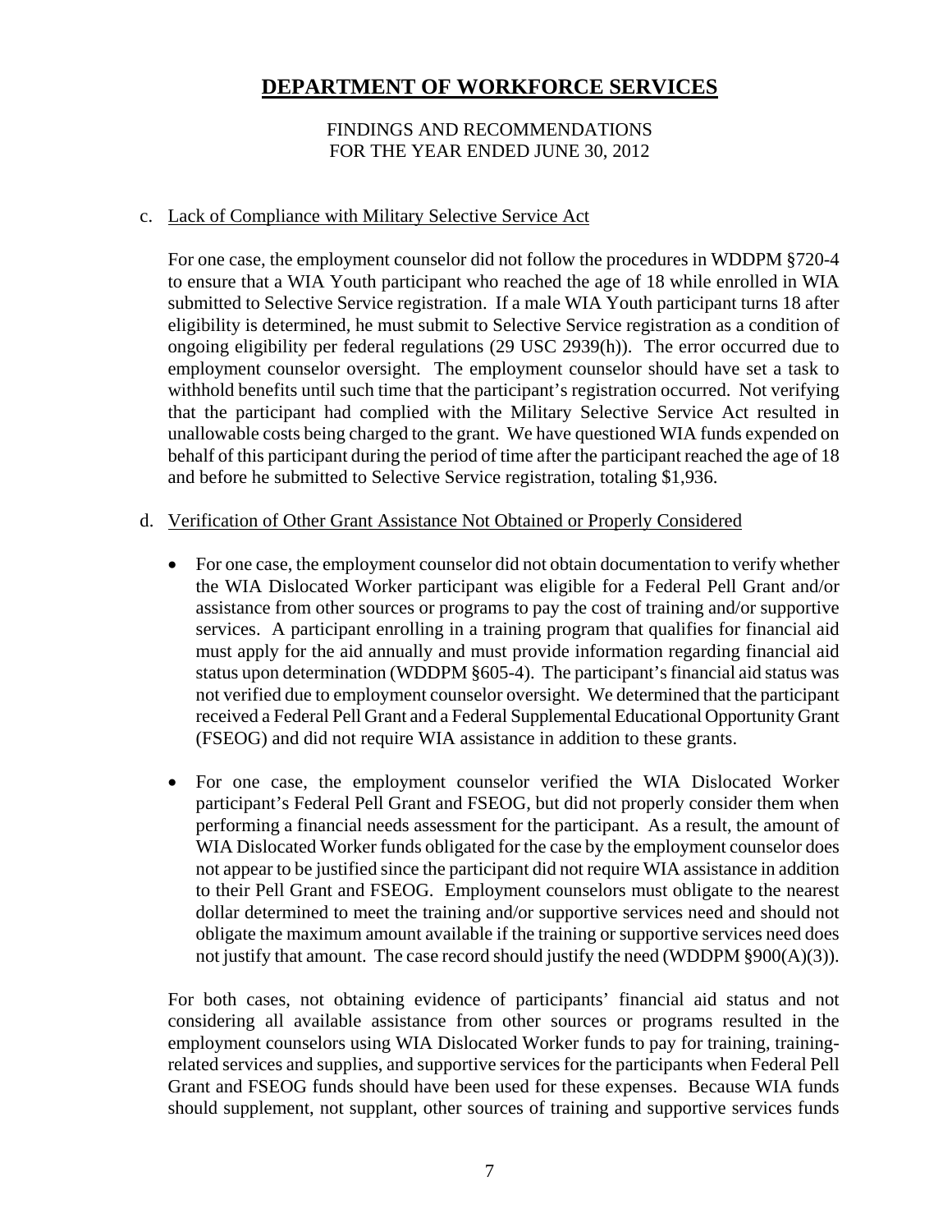# DEPARTMENT OF WORKFORCE SERVICES

FINDINGS AND RECOMMENDATIONS
FOR THE YEAR ENDED JUNE 30, 2012

c. Lack of Compliance with Military Selective Service Act

For one case, the employment counselor did not follow the procedures in WDDPM §720-4 to ensure that a WIA Youth participant who reached the age of 18 while enrolled in WIA submitted to Selective Service registration. If a male WIA Youth participant turns 18 after eligibility is determined, he must submit to Selective Service registration as a condition of ongoing eligibility per federal regulations (29 USC 2939(h)). The error occurred due to employment counselor oversight. The employment counselor should have set a task to withhold benefits until such time that the participant's registration occurred. Not verifying that the participant had complied with the Military Selective Service Act resulted in unallowable costs being charged to the grant. We have questioned WIA funds expended on behalf of this participant during the period of time after the participant reached the age of 18 and before he submitted to Selective Service registration, totaling $1,936.

d. Verification of Other Grant Assistance Not Obtained or Properly Considered

- For one case, the employment counselor did not obtain documentation to verify whether the WIA Dislocated Worker participant was eligible for a Federal Pell Grant and/or assistance from other sources or programs to pay the cost of training and/or supportive services. A participant enrolling in a training program that qualifies for financial aid must apply for the aid annually and must provide information regarding financial aid status upon determination (WDDPM §605-4). The participant's financial aid status was not verified due to employment counselor oversight. We determined that the participant received a Federal Pell Grant and a Federal Supplemental Educational Opportunity Grant (FSEOG) and did not require WIA assistance in addition to these grants.

- For one case, the employment counselor verified the WIA Dislocated Worker participant's Federal Pell Grant and FSEOG, but did not properly consider them when performing a financial needs assessment for the participant. As a result, the amount of WIA Dislocated Worker funds obligated for the case by the employment counselor does not appear to be justified since the participant did not require WIA assistance in addition to their Pell Grant and FSEOG. Employment counselors must obligate to the nearest dollar determined to meet the training and/or supportive services need and should not obligate the maximum amount available if the training or supportive services need does not justify that amount. The case record should justify the need (WDDPM §900(A)(3)).

For both cases, not obtaining evidence of participants' financial aid status and not considering all available assistance from other sources or programs resulted in the employment counselors using WIA Dislocated Worker funds to pay for training, training-related services and supplies, and supportive services for the participants when Federal Pell Grant and FSEOG funds should have been used for these expenses. Because WIA funds should supplement, not supplant, other sources of training and supportive services funds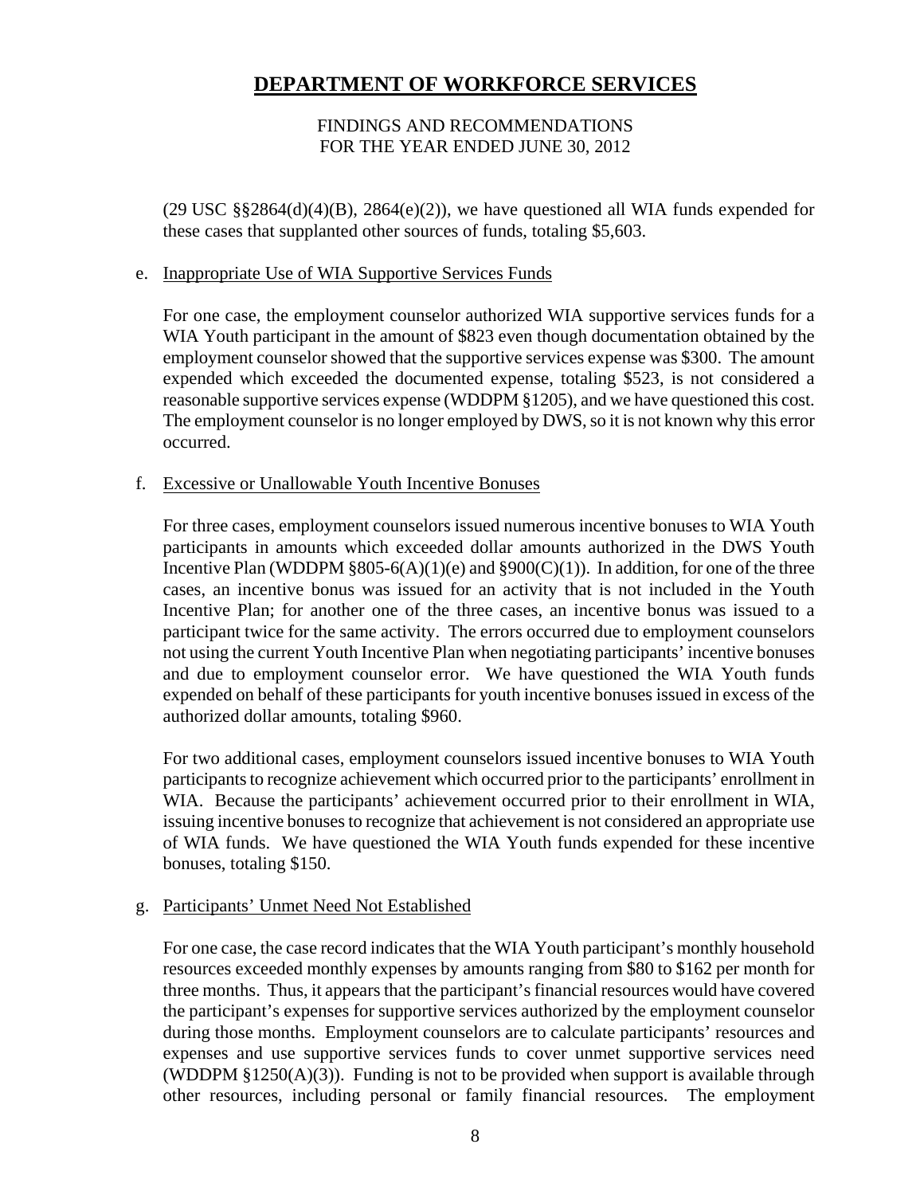(29 USC §§2864(d)(4)(B), 2864(e)(2)), we have questioned all WIA funds expended for these cases that supplanted other sources of funds, totaling $5,603.

e. Inappropriate Use of WIA Supportive Services Funds

For one case, the employment counselor authorized WIA supportive services funds for a WIA Youth participant in the amount of $823 even though documentation obtained by the employment counselor showed that the supportive services expense was $300. The amount expended which exceeded the documented expense, totaling $523, is not considered a reasonable supportive services expense (WDDPM §1205), and we have questioned this cost. The employment counselor is no longer employed by DWS, so it is not known why this error occurred.

f. Excessive or Unallowable Youth Incentive Bonuses

For three cases, employment counselors issued numerous incentive bonuses to WIA Youth participants in amounts which exceeded dollar amounts authorized in the DWS Youth Incentive Plan (WDDPM §805-6(A)(1)(e) and §900(C)(1)). In addition, for one of the three cases, an incentive bonus was issued for an activity that is not included in the Youth Incentive Plan; for another one of the three cases, an incentive bonus was issued to a participant twice for the same activity. The errors occurred due to employment counselors not using the current Youth Incentive Plan when negotiating participants' incentive bonuses and due to employment counselor error. We have questioned the WIA Youth funds expended on behalf of these participants for youth incentive bonuses issued in excess of the authorized dollar amounts, totaling $960.

For two additional cases, employment counselors issued incentive bonuses to WIA Youth participants to recognize achievement which occurred prior to the participants' enrollment in WIA. Because the participants' achievement occurred prior to their enrollment in WIA, issuing incentive bonuses to recognize that achievement is not considered an appropriate use of WIA funds. We have questioned the WIA Youth funds expended for these incentive bonuses, totaling $150.

g. Participants' Unmet Need Not Established

For one case, the case record indicates that the WIA Youth participant's monthly household resources exceeded monthly expenses by amounts ranging from $80 to $162 per month for three months. Thus, it appears that the participant's financial resources would have covered the participant's expenses for supportive services authorized by the employment counselor during those months. Employment counselors are to calculate participants' resources and expenses and use supportive services funds to cover unmet supportive services need (WDDPM §1250(A)(3)). Funding is not to be provided when support is available through other resources, including personal or family financial resources. The employment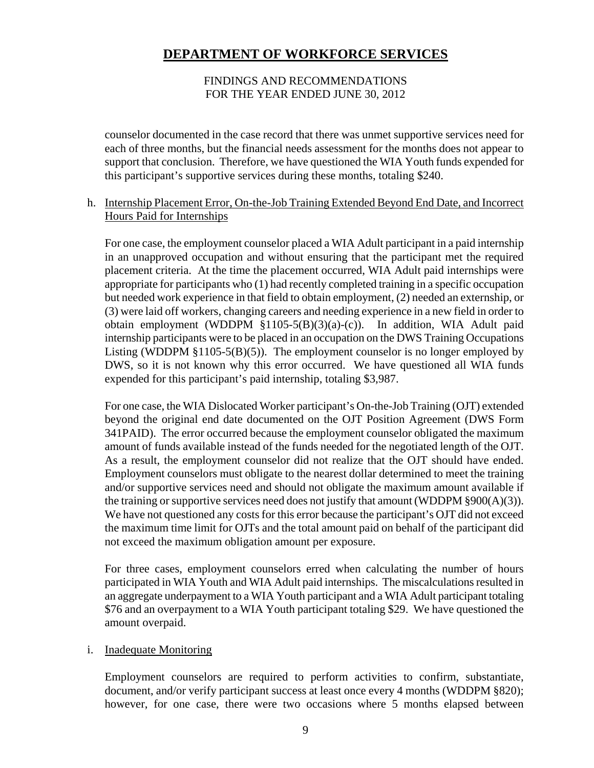counselor documented in the case record that there was unmet supportive services need for each of three months, but the financial needs assessment for the months does not appear to support that conclusion. Therefore, we have questioned the WIA Youth funds expended for this participant's supportive services during these months, totaling \$240.

h. Internship Placement Error, On-the-Job Training Extended Beyond End Date, and Incorrect Hours Paid for Internships

For one case, the employment counselor placed a WIA Adult participant in a paid internship in an unapproved occupation and without ensuring that the participant met the required placement criteria. At the time the placement occurred, WIA Adult paid internships were appropriate for participants who (1) had recently completed training in a specific occupation but needed work experience in that field to obtain employment, (2) needed an externship, or (3) were laid off workers, changing careers and needing experience in a new field in order to obtain employment (WDDPM §1105-5(B)(3)(a)-(c)). In addition, WIA Adult paid internship participants were to be placed in an occupation on the DWS Training Occupations Listing (WDDPM §1105-5(B)(5)). The employment counselor is no longer employed by DWS, so it is not known why this error occurred. We have questioned all WIA funds expended for this participant's paid internship, totaling \$3,987.

For one case, the WIA Dislocated Worker participant's On-the-Job Training (OJT) extended beyond the original end date documented on the OJT Position Agreement (DWS Form 341PAID). The error occurred because the employment counselor obligated the maximum amount of funds available instead of the funds needed for the negotiated length of the OJT. As a result, the employment counselor did not realize that the OJT should have ended. Employment counselors must obligate to the nearest dollar determined to meet the training and/or supportive services need and should not obligate the maximum amount available if the training or supportive services need does not justify that amount (WDDPM §900(A)(3)). We have not questioned any costs for this error because the participant's OJT did not exceed the maximum time limit for OJTs and the total amount paid on behalf of the participant did not exceed the maximum obligation amount per exposure.

For three cases, employment counselors erred when calculating the number of hours participated in WIA Youth and WIA Adult paid internships. The miscalculations resulted in an aggregate underpayment to a WIA Youth participant and a WIA Adult participant totaling \$76 and an overpayment to a WIA Youth participant totaling \$29. We have questioned the amount overpaid.

i. Inadequate Monitoring

Employment counselors are required to perform activities to confirm, substantiate, document, and/or verify participant success at least once every 4 months (WDDPM §820); however, for one case, there were two occasions where 5 months elapsed between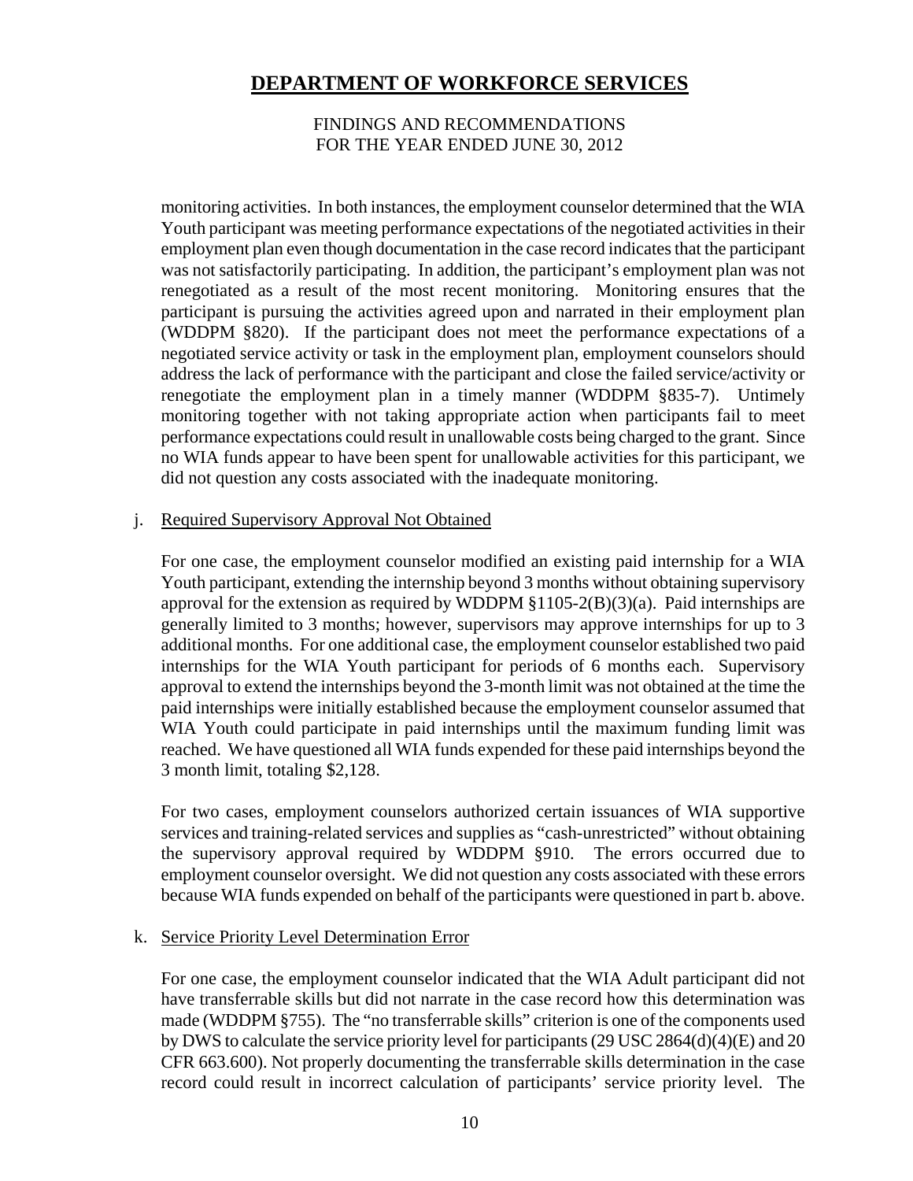monitoring activities. In both instances, the employment counselor determined that the WIA Youth participant was meeting performance expectations of the negotiated activities in their employment plan even though documentation in the case record indicates that the participant was not satisfactorily participating. In addition, the participant's employment plan was not renegotiated as a result of the most recent monitoring. Monitoring ensures that the participant is pursuing the activities agreed upon and narrated in their employment plan (WDDPM §820). If the participant does not meet the performance expectations of a negotiated service activity or task in the employment plan, employment counselors should address the lack of performance with the participant and close the failed service/activity or renegotiate the employment plan in a timely manner (WDDPM §835-7). Untimely monitoring together with not taking appropriate action when participants fail to meet performance expectations could result in unallowable costs being charged to the grant. Since no WIA funds appear to have been spent for unallowable activities for this participant, we did not question any costs associated with the inadequate monitoring.

j. Required Supervisory Approval Not Obtained

For one case, the employment counselor modified an existing paid internship for a WIA Youth participant, extending the internship beyond 3 months without obtaining supervisory approval for the extension as required by WDDPM §1105-2(B)(3)(a). Paid internships are generally limited to 3 months; however, supervisors may approve internships for up to 3 additional months. For one additional case, the employment counselor established two paid internships for the WIA Youth participant for periods of 6 months each. Supervisory approval to extend the internships beyond the 3-month limit was not obtained at the time the paid internships were initially established because the employment counselor assumed that WIA Youth could participate in paid internships until the maximum funding limit was reached. We have questioned all WIA funds expended for these paid internships beyond the 3 month limit, totaling $2,128.

For two cases, employment counselors authorized certain issuances of WIA supportive services and training-related services and supplies as "cash-unrestricted" without obtaining the supervisory approval required by WDDPM §910. The errors occurred due to employment counselor oversight. We did not question any costs associated with these errors because WIA funds expended on behalf of the participants were questioned in part b. above.

k. Service Priority Level Determination Error

For one case, the employment counselor indicated that the WIA Adult participant did not have transferrable skills but did not narrate in the case record how this determination was made (WDDPM §755). The "no transferrable skills" criterion is one of the components used by DWS to calculate the service priority level for participants (29 USC 2864(d)(4)(E) and 20 CFR 663.600). Not properly documenting the transferrable skills determination in the case record could result in incorrect calculation of participants' service priority level. The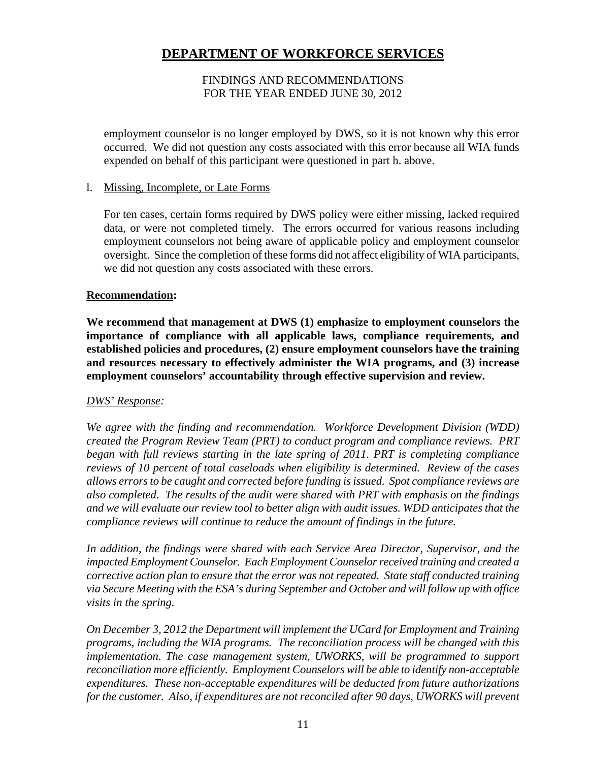employment counselor is no longer employed by DWS, so it is not known why this error occurred. We did not question any costs associated with this error because all WIA funds expended on behalf of this participant were questioned in part h. above.

l. Missing, Incomplete, or Late Forms

For ten cases, certain forms required by DWS policy were either missing, lacked required data, or were not completed timely. The errors occurred for various reasons including employment counselors not being aware of applicable policy and employment counselor oversight. Since the completion of these forms did not affect eligibility of WIA participants, we did not question any costs associated with these errors.

**Recommendation:**

**We recommend that management at DWS (1) emphasize to employment counselors the importance of compliance with all applicable laws, compliance requirements, and established policies and procedures, (2) ensure employment counselors have the training and resources necessary to effectively administer the WIA programs, and (3) increase employment counselors' accountability through effective supervision and review.**

*DWS' Response:*

*We agree with the finding and recommendation. Workforce Development Division (WDD) created the Program Review Team (PRT) to conduct program and compliance reviews. PRT began with full reviews starting in the late spring of 2011. PRT is completing compliance reviews of 10 percent of total caseloads when eligibility is determined. Review of the cases allows errors to be caught and corrected before funding is issued. Spot compliance reviews are also completed. The results of the audit were shared with PRT with emphasis on the findings and we will evaluate our review tool to better align with audit issues. WDD anticipates that the compliance reviews will continue to reduce the amount of findings in the future.*

*In addition, the findings were shared with each Service Area Director, Supervisor, and the impacted Employment Counselor. Each Employment Counselor received training and created a corrective action plan to ensure that the error was not repeated. State staff conducted training via Secure Meeting with the ESA's during September and October and will follow up with office visits in the spring.*

*On December 3, 2012 the Department will implement the UCard for Employment and Training programs, including the WIA programs. The reconciliation process will be changed with this implementation. The case management system, UWORKS, will be programmed to support reconciliation more efficiently. Employment Counselors will be able to identify non-acceptable expenditures. These non-acceptable expenditures will be deducted from future authorizations for the customer. Also, if expenditures are not reconciled after 90 days, UWORKS will prevent*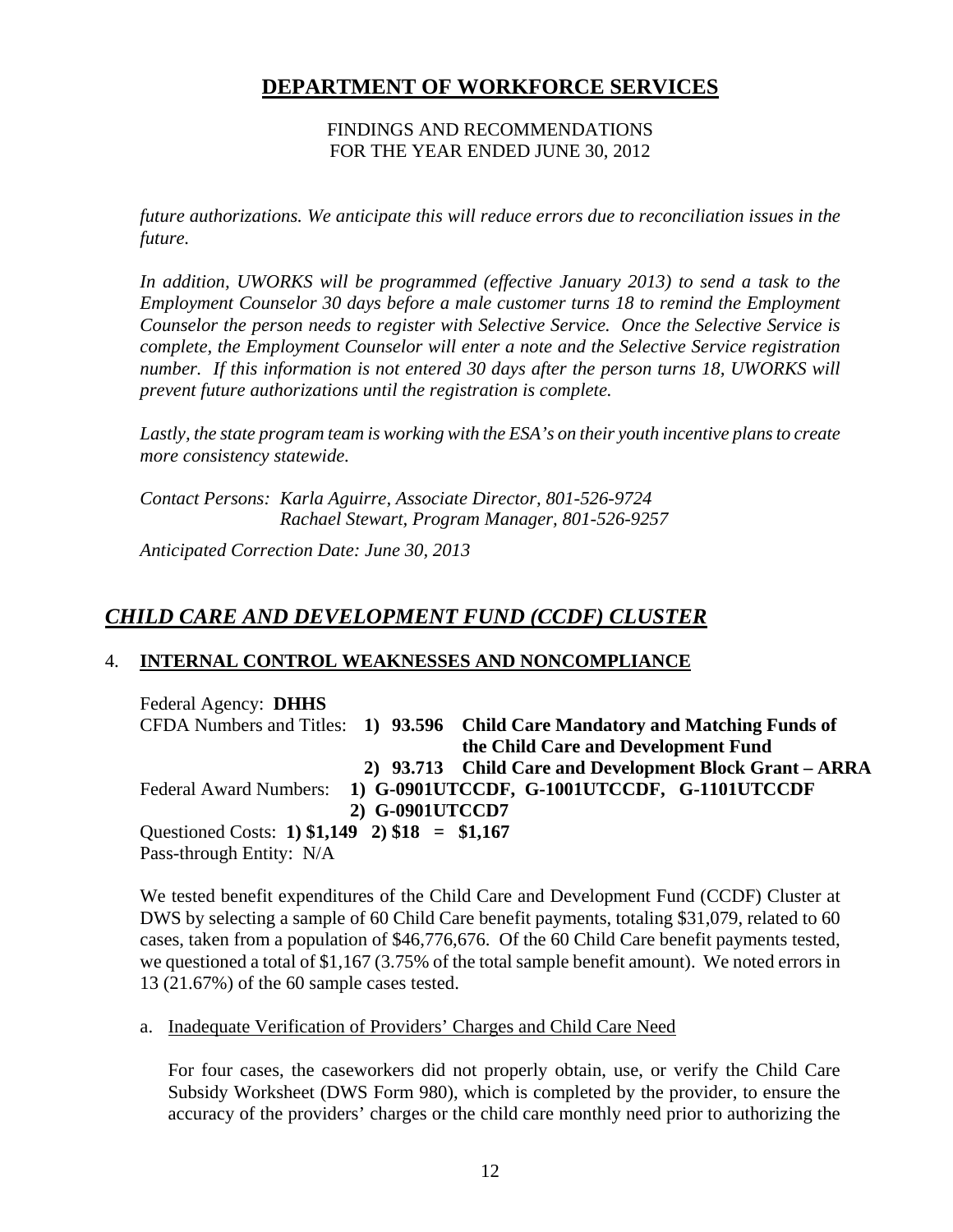*future authorizations. We anticipate this will reduce errors due to reconciliation issues in the future.*

*In addition, UWORKS will be programmed (effective January 2013) to send a task to the Employment Counselor 30 days before a male customer turns 18 to remind the Employment Counselor the person needs to register with Selective Service. Once the Selective Service is complete, the Employment Counselor will enter a note and the Selective Service registration number. If this information is not entered 30 days after the person turns 18, UWORKS will prevent future authorizations until the registration is complete.*

*Lastly, the state program team is working with the ESA's on their youth incentive plans to create more consistency statewide.*

*Contact Persons: Karla Aguirre, Associate Director, 801-526-9724*
*Rachael Stewart, Program Manager, 801-526-9257*

*Anticipated Correction Date: June 30, 2013*

## *CHILD CARE AND DEVELOPMENT FUND (CCDF) CLUSTER*

### 4. INTERNAL CONTROL WEAKNESSES AND NONCOMPLIANCE

Federal Agency: **DHHS**
CFDA Numbers and Titles: **1) 93.596 Child Care Mandatory and Matching Funds of the Child Care and Development Fund**
**2) 93.713 Child Care and Development Block Grant – ARRA**
Federal Award Numbers: **1) G-0901UTCCDF, G-1001UTCCDF, G-1101UTCCDF**
**2) G-0901UTCCD7**
Questioned Costs: **1) $1,149 2) $18 = $1,167**
Pass-through Entity: N/A

We tested benefit expenditures of the Child Care and Development Fund (CCDF) Cluster at DWS by selecting a sample of 60 Child Care benefit payments, totaling $31,079, related to 60 cases, taken from a population of $46,776,676. Of the 60 Child Care benefit payments tested, we questioned a total of $1,167 (3.75% of the total sample benefit amount). We noted errors in 13 (21.67%) of the 60 sample cases tested.

a. Inadequate Verification of Providers' Charges and Child Care Need

For four cases, the caseworkers did not properly obtain, use, or verify the Child Care Subsidy Worksheet (DWS Form 980), which is completed by the provider, to ensure the accuracy of the providers' charges or the child care monthly need prior to authorizing the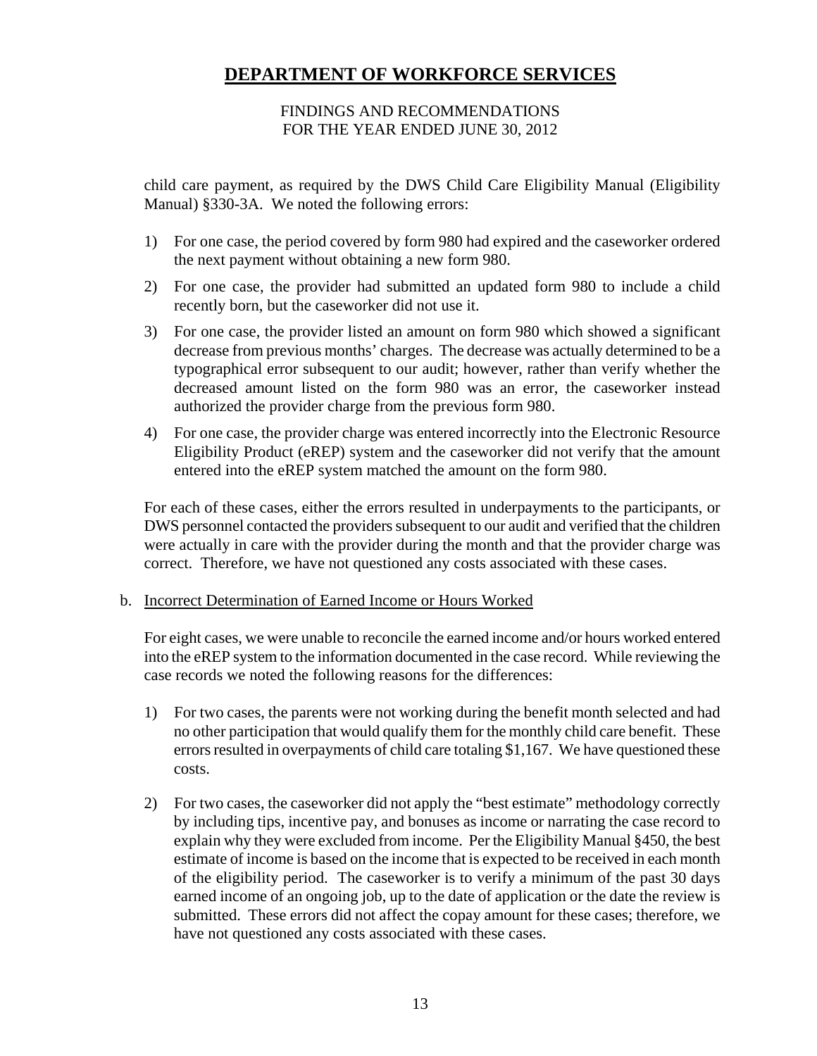child care payment, as required by the DWS Child Care Eligibility Manual (Eligibility Manual) §330-3A. We noted the following errors:

1) For one case, the period covered by form 980 had expired and the caseworker ordered the next payment without obtaining a new form 980.
2) For one case, the provider had submitted an updated form 980 to include a child recently born, but the caseworker did not use it.
3) For one case, the provider listed an amount on form 980 which showed a significant decrease from previous months' charges. The decrease was actually determined to be a typographical error subsequent to our audit; however, rather than verify whether the decreased amount listed on the form 980 was an error, the caseworker instead authorized the provider charge from the previous form 980.
4) For one case, the provider charge was entered incorrectly into the Electronic Resource Eligibility Product (eREP) system and the caseworker did not verify that the amount entered into the eREP system matched the amount on the form 980.

For each of these cases, either the errors resulted in underpayments to the participants, or DWS personnel contacted the providers subsequent to our audit and verified that the children were actually in care with the provider during the month and that the provider charge was correct. Therefore, we have not questioned any costs associated with these cases.

b. Incorrect Determination of Earned Income or Hours Worked

For eight cases, we were unable to reconcile the earned income and/or hours worked entered into the eREP system to the information documented in the case record. While reviewing the case records we noted the following reasons for the differences:

1) For two cases, the parents were not working during the benefit month selected and had no other participation that would qualify them for the monthly child care benefit. These errors resulted in overpayments of child care totaling $1,167. We have questioned these costs.
2) For two cases, the caseworker did not apply the "best estimate" methodology correctly by including tips, incentive pay, and bonuses as income or narrating the case record to explain why they were excluded from income. Per the Eligibility Manual §450, the best estimate of income is based on the income that is expected to be received in each month of the eligibility period. The caseworker is to verify a minimum of the past 30 days earned income of an ongoing job, up to the date of application or the date the review is submitted. These errors did not affect the copay amount for these cases; therefore, we have not questioned any costs associated with these cases.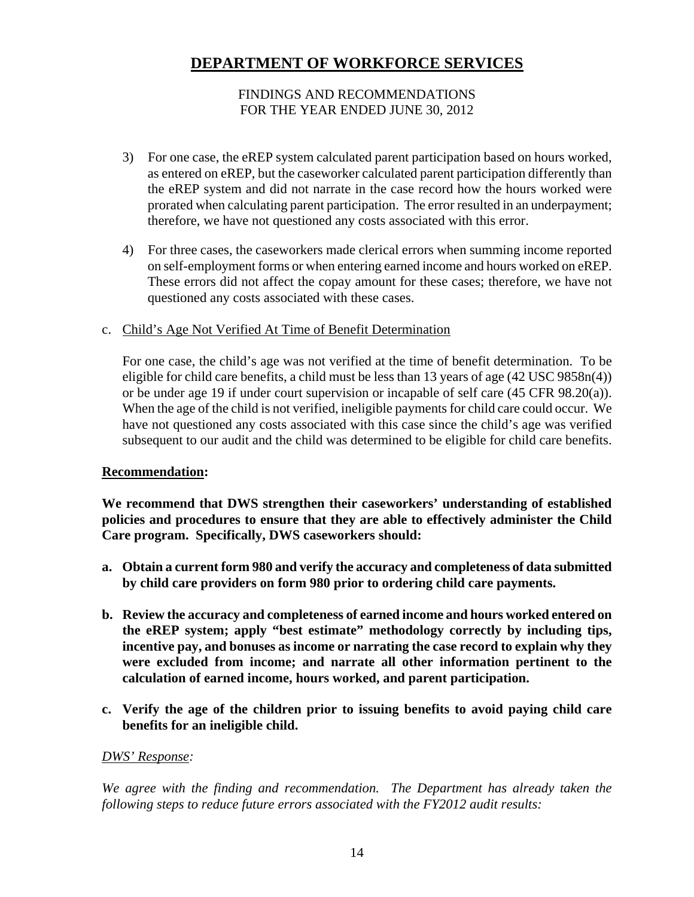3) For one case, the eREP system calculated parent participation based on hours worked, as entered on eREP, but the caseworker calculated parent participation differently than the eREP system and did not narrate in the case record how the hours worked were prorated when calculating parent participation. The error resulted in an underpayment; therefore, we have not questioned any costs associated with this error.

4) For three cases, the caseworkers made clerical errors when summing income reported on self-employment forms or when entering earned income and hours worked on eREP. These errors did not affect the copay amount for these cases; therefore, we have not questioned any costs associated with these cases.

c. Child's Age Not Verified At Time of Benefit Determination

For one case, the child's age was not verified at the time of benefit determination. To be eligible for child care benefits, a child must be less than 13 years of age (42 USC 9858n(4)) or be under age 19 if under court supervision or incapable of self care (45 CFR 98.20(a)). When the age of the child is not verified, ineligible payments for child care could occur. We have not questioned any costs associated with this case since the child's age was verified subsequent to our audit and the child was determined to be eligible for child care benefits.

**Recommendation:**

**We recommend that DWS strengthen their caseworkers' understanding of established policies and procedures to ensure that they are able to effectively administer the Child Care program. Specifically, DWS caseworkers should:**

**a. Obtain a current form 980 and verify the accuracy and completeness of data submitted by child care providers on form 980 prior to ordering child care payments.**

**b. Review the accuracy and completeness of earned income and hours worked entered on the eREP system; apply "best estimate" methodology correctly by including tips, incentive pay, and bonuses as income or narrating the case record to explain why they were excluded from income; and narrate all other information pertinent to the calculation of earned income, hours worked, and parent participation.**

**c. Verify the age of the children prior to issuing benefits to avoid paying child care benefits for an ineligible child.**

*DWS' Response:*

*We agree with the finding and recommendation. The Department has already taken the following steps to reduce future errors associated with the FY2012 audit results:*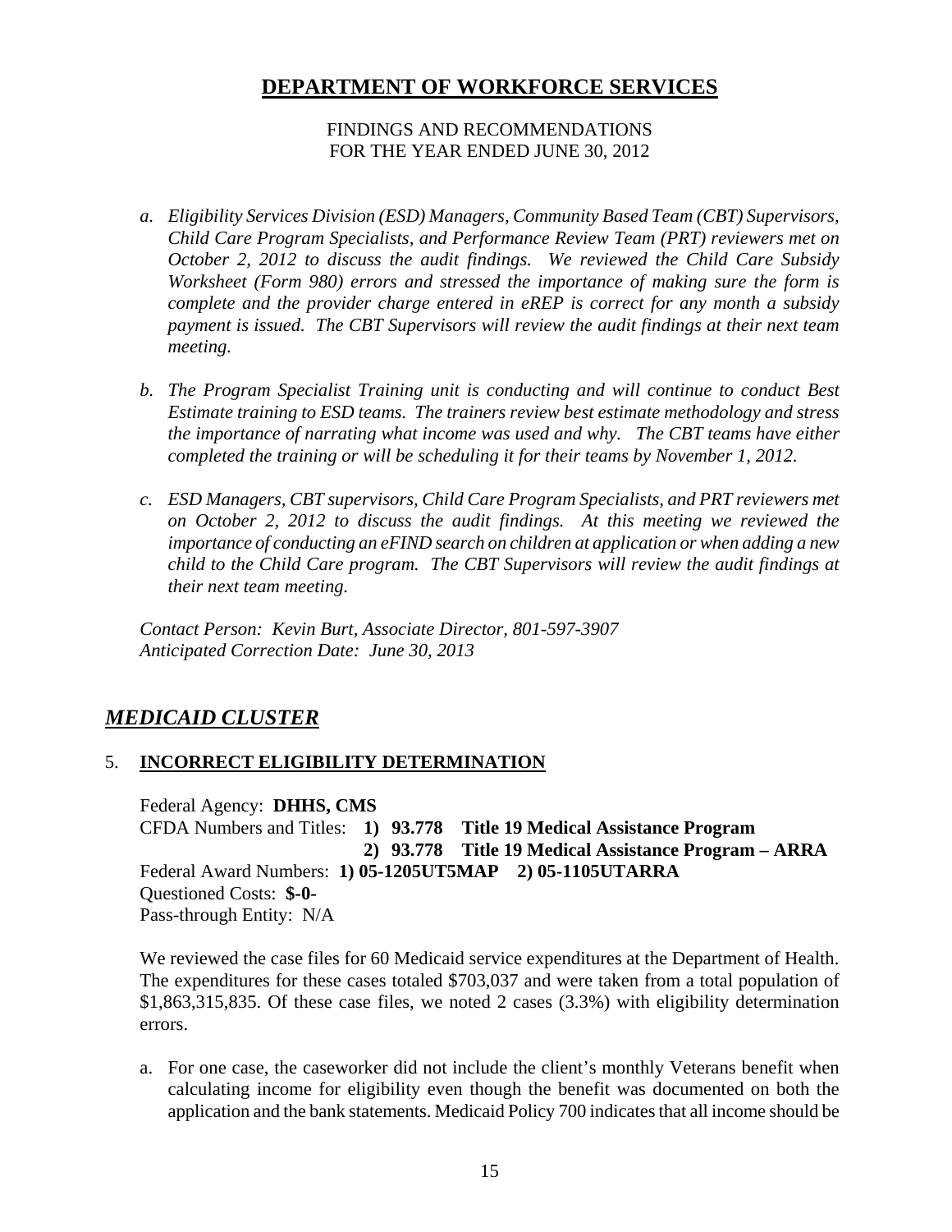# DEPARTMENT OF WORKFORCE SERVICES

FINDINGS AND RECOMMENDATIONS
FOR THE YEAR ENDED JUNE 30, 2012

*a. Eligibility Services Division (ESD) Managers, Community Based Team (CBT) Supervisors, Child Care Program Specialists, and Performance Review Team (PRT) reviewers met on October 2, 2012 to discuss the audit findings. We reviewed the Child Care Subsidy Worksheet (Form 980) errors and stressed the importance of making sure the form is complete and the provider charge entered in eREP is correct for any month a subsidy payment is issued. The CBT Supervisors will review the audit findings at their next team meeting.*

*b. The Program Specialist Training unit is conducting and will continue to conduct Best Estimate training to ESD teams. The trainers review best estimate methodology and stress the importance of narrating what income was used and why. The CBT teams have either completed the training or will be scheduling it for their teams by November 1, 2012.*

*c. ESD Managers, CBT supervisors, Child Care Program Specialists, and PRT reviewers met on October 2, 2012 to discuss the audit findings. At this meeting we reviewed the importance of conducting an eFIND search on children at application or when adding a new child to the Child Care program. The CBT Supervisors will review the audit findings at their next team meeting.*

*Contact Person: Kevin Burt, Associate Director, 801-597-3907*
*Anticipated Correction Date: June 30, 2013*

## *MEDICAID CLUSTER*

### 5. INCORRECT ELIGIBILITY DETERMINATION

Federal Agency: **DHHS, CMS**
CFDA Numbers and Titles: **1) 93.778 Title 19 Medical Assistance Program**
**2) 93.778 Title 19 Medical Assistance Program – ARRA**
Federal Award Numbers: **1) 05-1205UT5MAP 2) 05-1105UTARRA**
Questioned Costs: **$-0-**
Pass-through Entity: N/A

We reviewed the case files for 60 Medicaid service expenditures at the Department of Health. The expenditures for these cases totaled $703,037 and were taken from a total population of $1,863,315,835. Of these case files, we noted 2 cases (3.3%) with eligibility determination errors.

a. For one case, the caseworker did not include the client's monthly Veterans benefit when calculating income for eligibility even though the benefit was documented on both the application and the bank statements. Medicaid Policy 700 indicates that all income should be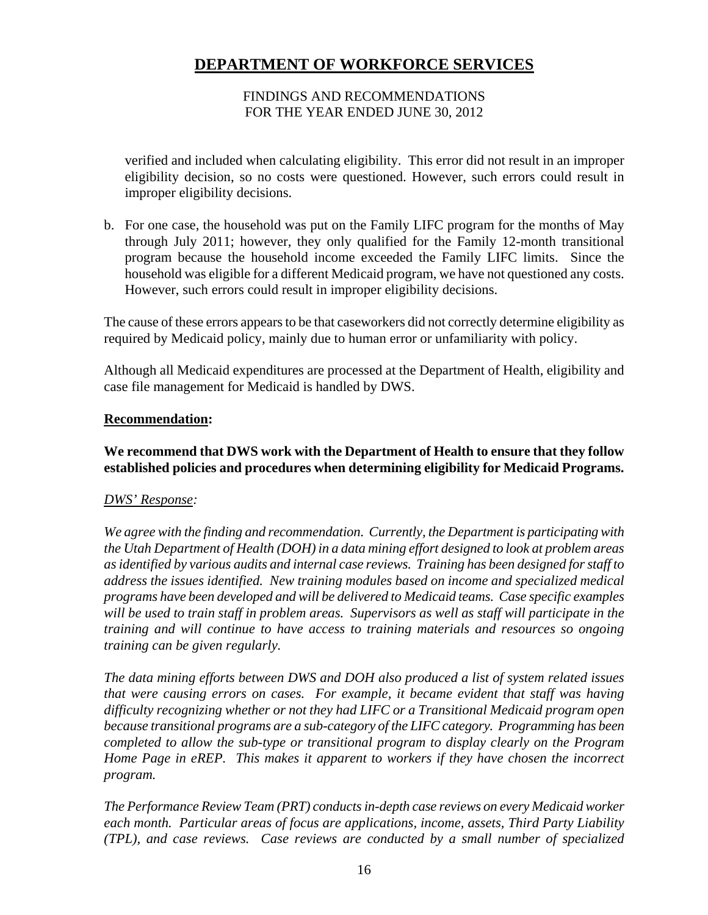verified and included when calculating eligibility. This error did not result in an improper eligibility decision, so no costs were questioned. However, such errors could result in improper eligibility decisions.

b. For one case, the household was put on the Family LIFC program for the months of May through July 2011; however, they only qualified for the Family 12-month transitional program because the household income exceeded the Family LIFC limits. Since the household was eligible for a different Medicaid program, we have not questioned any costs. However, such errors could result in improper eligibility decisions.

The cause of these errors appears to be that caseworkers did not correctly determine eligibility as required by Medicaid policy, mainly due to human error or unfamiliarity with policy.

Although all Medicaid expenditures are processed at the Department of Health, eligibility and case file management for Medicaid is handled by DWS.

**Recommendation:**

**We recommend that DWS work with the Department of Health to ensure that they follow established policies and procedures when determining eligibility for Medicaid Programs.**

*DWS' Response:*

*We agree with the finding and recommendation. Currently, the Department is participating with the Utah Department of Health (DOH) in a data mining effort designed to look at problem areas as identified by various audits and internal case reviews. Training has been designed for staff to address the issues identified. New training modules based on income and specialized medical programs have been developed and will be delivered to Medicaid teams. Case specific examples will be used to train staff in problem areas. Supervisors as well as staff will participate in the training and will continue to have access to training materials and resources so ongoing training can be given regularly.*

*The data mining efforts between DWS and DOH also produced a list of system related issues that were causing errors on cases. For example, it became evident that staff was having difficulty recognizing whether or not they had LIFC or a Transitional Medicaid program open because transitional programs are a sub-category of the LIFC category. Programming has been completed to allow the sub-type or transitional program to display clearly on the Program Home Page in eREP. This makes it apparent to workers if they have chosen the incorrect program.*

*The Performance Review Team (PRT) conducts in-depth case reviews on every Medicaid worker each month. Particular areas of focus are applications, income, assets, Third Party Liability (TPL), and case reviews. Case reviews are conducted by a small number of specialized*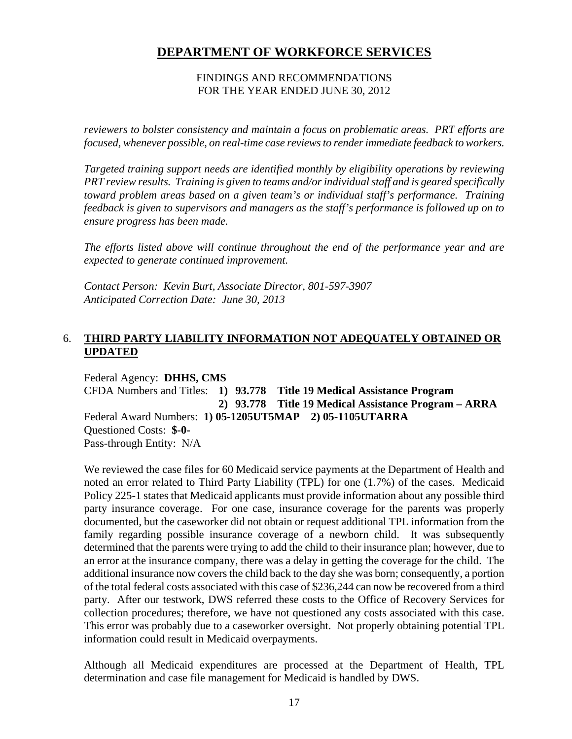*reviewers to bolster consistency and maintain a focus on problematic areas. PRT efforts are focused, whenever possible, on real-time case reviews to render immediate feedback to workers.*

*Targeted training support needs are identified monthly by eligibility operations by reviewing PRT review results. Training is given to teams and/or individual staff and is geared specifically toward problem areas based on a given team's or individual staff's performance. Training feedback is given to supervisors and managers as the staff's performance is followed up on to ensure progress has been made.*

*The efforts listed above will continue throughout the end of the performance year and are expected to generate continued improvement.*

*Contact Person: Kevin Burt, Associate Director, 801-597-3907*
*Anticipated Correction Date: June 30, 2013*

## 6. THIRD PARTY LIABILITY INFORMATION NOT ADEQUATELY OBTAINED OR UPDATED

Federal Agency: **DHHS, CMS**
CFDA Numbers and Titles: **1) 93.778 Title 19 Medical Assistance Program**
**2) 93.778 Title 19 Medical Assistance Program – ARRA**
Federal Award Numbers: **1) 05-1205UT5MAP 2) 05-1105UTARRA**
Questioned Costs: **$-0-**
Pass-through Entity: N/A

We reviewed the case files for 60 Medicaid service payments at the Department of Health and noted an error related to Third Party Liability (TPL) for one (1.7%) of the cases. Medicaid Policy 225-1 states that Medicaid applicants must provide information about any possible third party insurance coverage. For one case, insurance coverage for the parents was properly documented, but the caseworker did not obtain or request additional TPL information from the family regarding possible insurance coverage of a newborn child. It was subsequently determined that the parents were trying to add the child to their insurance plan; however, due to an error at the insurance company, there was a delay in getting the coverage for the child. The additional insurance now covers the child back to the day she was born; consequently, a portion of the total federal costs associated with this case of $236,244 can now be recovered from a third party. After our testwork, DWS referred these costs to the Office of Recovery Services for collection procedures; therefore, we have not questioned any costs associated with this case. This error was probably due to a caseworker oversight. Not properly obtaining potential TPL information could result in Medicaid overpayments.

Although all Medicaid expenditures are processed at the Department of Health, TPL determination and case file management for Medicaid is handled by DWS.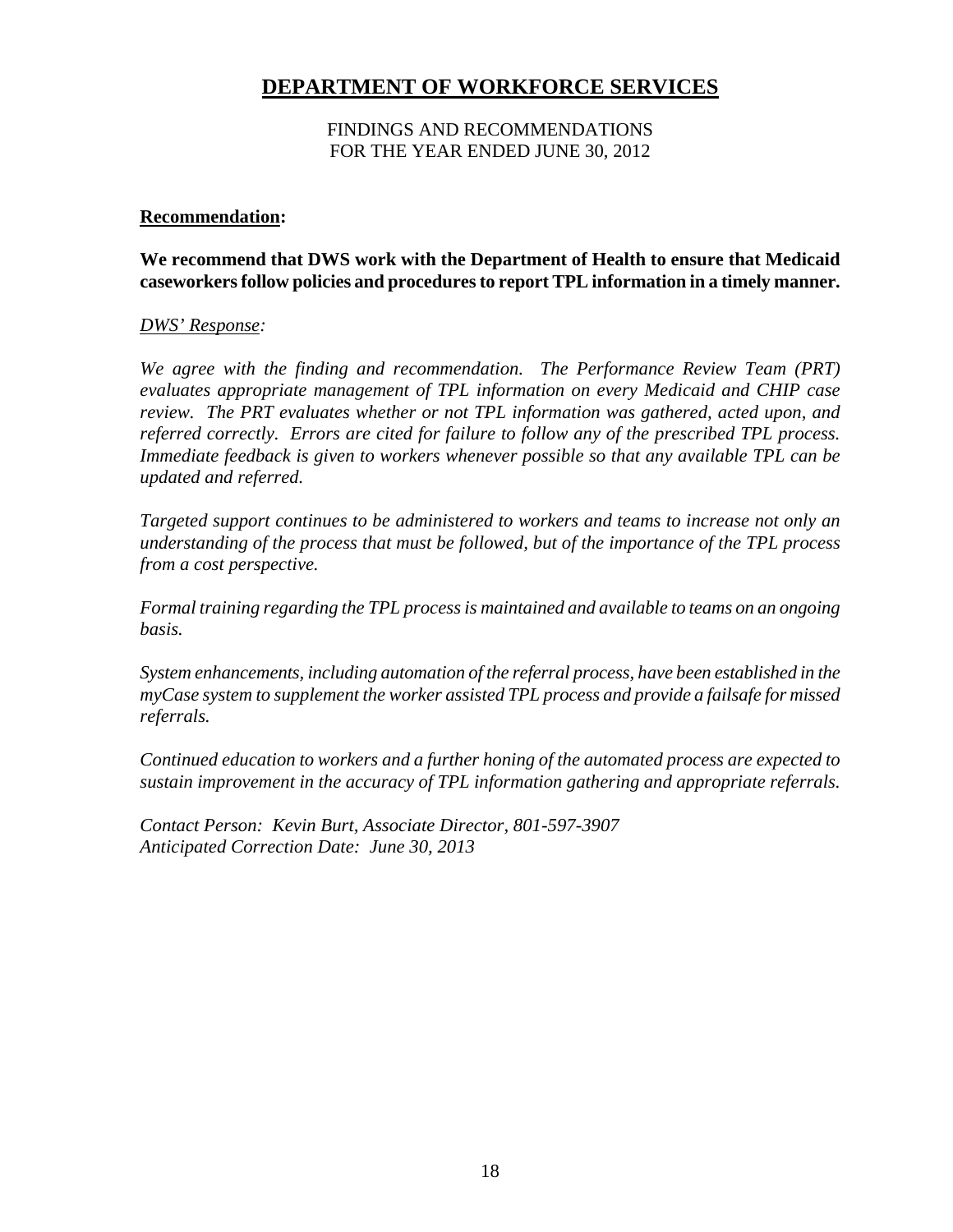# DEPARTMENT OF WORKFORCE SERVICES

FINDINGS AND RECOMMENDATIONS
FOR THE YEAR ENDED JUNE 30, 2012

**Recommendation:**

**We recommend that DWS work with the Department of Health to ensure that Medicaid caseworkers follow policies and procedures to report TPL information in a timely manner.**

*DWS' Response:*

*We agree with the finding and recommendation. The Performance Review Team (PRT) evaluates appropriate management of TPL information on every Medicaid and CHIP case review. The PRT evaluates whether or not TPL information was gathered, acted upon, and referred correctly. Errors are cited for failure to follow any of the prescribed TPL process. Immediate feedback is given to workers whenever possible so that any available TPL can be updated and referred.*

*Targeted support continues to be administered to workers and teams to increase not only an understanding of the process that must be followed, but of the importance of the TPL process from a cost perspective.*

*Formal training regarding the TPL process is maintained and available to teams on an ongoing basis.*

*System enhancements, including automation of the referral process, have been established in the myCase system to supplement the worker assisted TPL process and provide a failsafe for missed referrals.*

*Continued education to workers and a further honing of the automated process are expected to sustain improvement in the accuracy of TPL information gathering and appropriate referrals.*

*Contact Person: Kevin Burt, Associate Director, 801-597-3907*
*Anticipated Correction Date: June 30, 2013*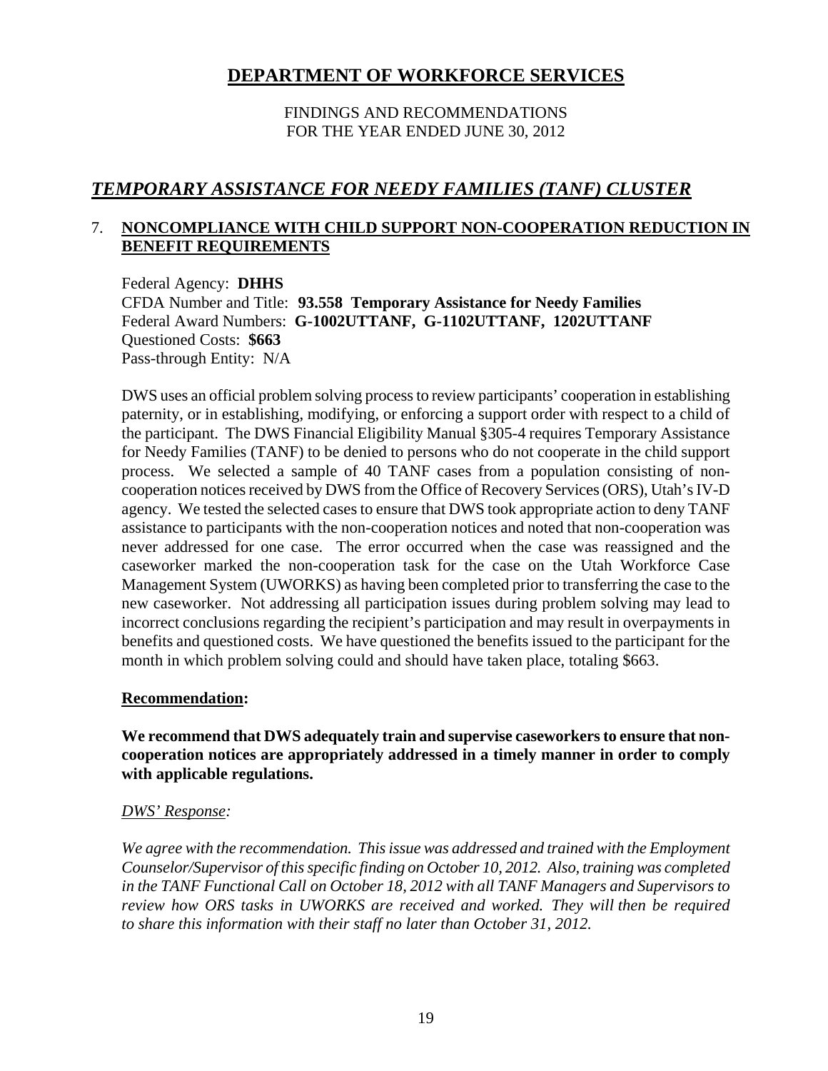# DEPARTMENT OF WORKFORCE SERVICES

FINDINGS AND RECOMMENDATIONS
FOR THE YEAR ENDED JUNE 30, 2012

## *TEMPORARY ASSISTANCE FOR NEEDY FAMILIES (TANF) CLUSTER*

### 7. NONCOMPLIANCE WITH CHILD SUPPORT NON-COOPERATION REDUCTION IN BENEFIT REQUIREMENTS

Federal Agency: **DHHS**
CFDA Number and Title: **93.558 Temporary Assistance for Needy Families**
Federal Award Numbers: **G-1002UTTANF, G-1102UTTANF, 1202UTTANF**
Questioned Costs: **$663**
Pass-through Entity: N/A

DWS uses an official problem solving process to review participants' cooperation in establishing paternity, or in establishing, modifying, or enforcing a support order with respect to a child of the participant. The DWS Financial Eligibility Manual §305-4 requires Temporary Assistance for Needy Families (TANF) to be denied to persons who do not cooperate in the child support process. We selected a sample of 40 TANF cases from a population consisting of non-cooperation notices received by DWS from the Office of Recovery Services (ORS), Utah's IV-D agency. We tested the selected cases to ensure that DWS took appropriate action to deny TANF assistance to participants with the non-cooperation notices and noted that non-cooperation was never addressed for one case. The error occurred when the case was reassigned and the caseworker marked the non-cooperation task for the case on the Utah Workforce Case Management System (UWORKS) as having been completed prior to transferring the case to the new caseworker. Not addressing all participation issues during problem solving may lead to incorrect conclusions regarding the recipient's participation and may result in overpayments in benefits and questioned costs. We have questioned the benefits issued to the participant for the month in which problem solving could and should have taken place, totaling $663.

**Recommendation:**

**We recommend that DWS adequately train and supervise caseworkers to ensure that non-cooperation notices are appropriately addressed in a timely manner in order to comply with applicable regulations.**

*DWS' Response:*

*We agree with the recommendation. This issue was addressed and trained with the Employment Counselor/Supervisor of this specific finding on October 10, 2012. Also, training was completed in the TANF Functional Call on October 18, 2012 with all TANF Managers and Supervisors to review how ORS tasks in UWORKS are received and worked. They will then be required to share this information with their staff no later than October 31, 2012.*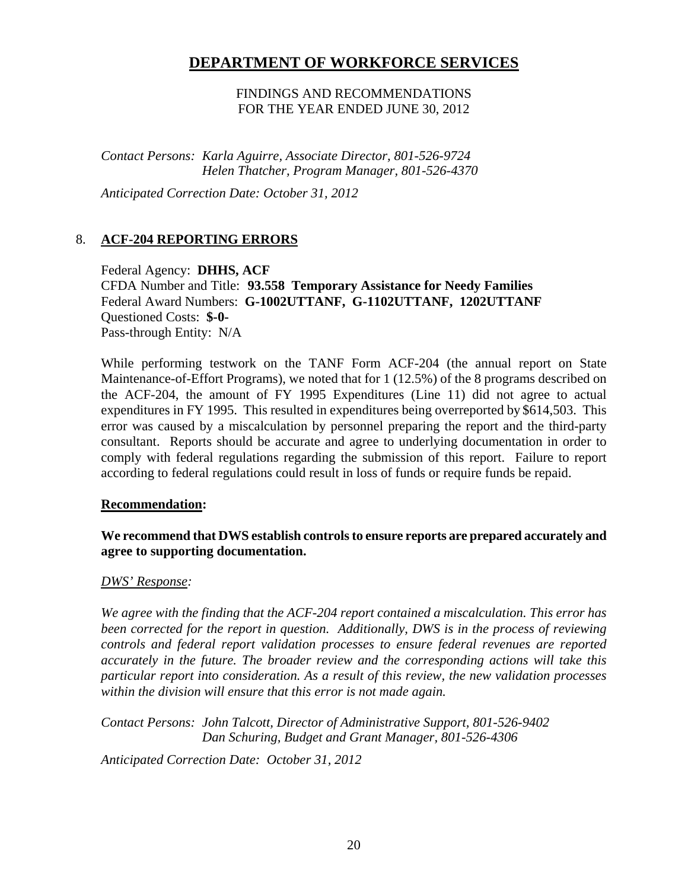# DEPARTMENT OF WORKFORCE SERVICES

FINDINGS AND RECOMMENDATIONS
FOR THE YEAR ENDED JUNE 30, 2012

*Contact Persons: Karla Aguirre, Associate Director, 801-526-9724*
*Helen Thatcher, Program Manager, 801-526-4370*

*Anticipated Correction Date: October 31, 2012*

## 8. ACF-204 REPORTING ERRORS

Federal Agency: **DHHS, ACF**
CFDA Number and Title: **93.558 Temporary Assistance for Needy Families**
Federal Award Numbers: **G-1002UTTANF, G-1102UTTANF, 1202UTTANF**
Questioned Costs: **$-0-**
Pass-through Entity: N/A

While performing testwork on the TANF Form ACF-204 (the annual report on State Maintenance-of-Effort Programs), we noted that for 1 (12.5%) of the 8 programs described on the ACF-204, the amount of FY 1995 Expenditures (Line 11) did not agree to actual expenditures in FY 1995. This resulted in expenditures being overreported by $614,503. This error was caused by a miscalculation by personnel preparing the report and the third-party consultant. Reports should be accurate and agree to underlying documentation in order to comply with federal regulations regarding the submission of this report. Failure to report according to federal regulations could result in loss of funds or require funds be repaid.

**Recommendation:**

**We recommend that DWS establish controls to ensure reports are prepared accurately and agree to supporting documentation.**

*DWS' Response:*

*We agree with the finding that the ACF-204 report contained a miscalculation. This error has been corrected for the report in question. Additionally, DWS is in the process of reviewing controls and federal report validation processes to ensure federal revenues are reported accurately in the future. The broader review and the corresponding actions will take this particular report into consideration. As a result of this review, the new validation processes within the division will ensure that this error is not made again.*

*Contact Persons: John Talcott, Director of Administrative Support, 801-526-9402*
*Dan Schuring, Budget and Grant Manager, 801-526-4306*

*Anticipated Correction Date: October 31, 2012*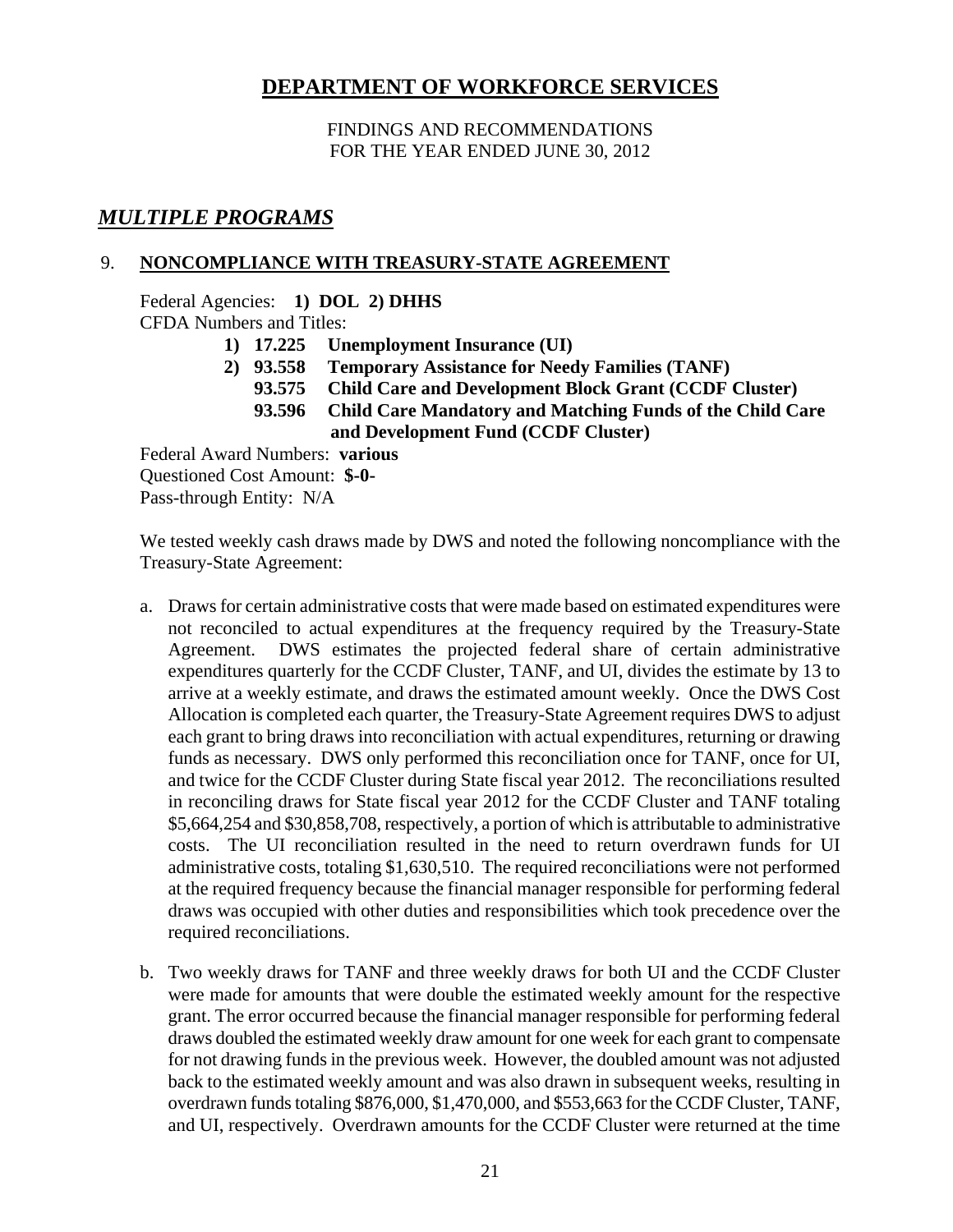# DEPARTMENT OF WORKFORCE SERVICES

FINDINGS AND RECOMMENDATIONS
FOR THE YEAR ENDED JUNE 30, 2012

## *MULTIPLE PROGRAMS*

### 9. NONCOMPLIANCE WITH TREASURY-STATE AGREEMENT

Federal Agencies: **1) DOL 2) DHHS**
CFDA Numbers and Titles:

- **1) 17.225 Unemployment Insurance (UI)**
- **2) 93.558 Temporary Assistance for Needy Families (TANF)**
  - **93.575 Child Care and Development Block Grant (CCDF Cluster)**
  - **93.596 Child Care Mandatory and Matching Funds of the Child Care and Development Fund (CCDF Cluster)**

Federal Award Numbers: **various**
Questioned Cost Amount: **$-0-**
Pass-through Entity: N/A

We tested weekly cash draws made by DWS and noted the following noncompliance with the Treasury-State Agreement:

a. Draws for certain administrative costs that were made based on estimated expenditures were not reconciled to actual expenditures at the frequency required by the Treasury-State Agreement. DWS estimates the projected federal share of certain administrative expenditures quarterly for the CCDF Cluster, TANF, and UI, divides the estimate by 13 to arrive at a weekly estimate, and draws the estimated amount weekly. Once the DWS Cost Allocation is completed each quarter, the Treasury-State Agreement requires DWS to adjust each grant to bring draws into reconciliation with actual expenditures, returning or drawing funds as necessary. DWS only performed this reconciliation once for TANF, once for UI, and twice for the CCDF Cluster during State fiscal year 2012. The reconciliations resulted in reconciling draws for State fiscal year 2012 for the CCDF Cluster and TANF totaling $5,664,254 and $30,858,708, respectively, a portion of which is attributable to administrative costs. The UI reconciliation resulted in the need to return overdrawn funds for UI administrative costs, totaling $1,630,510. The required reconciliations were not performed at the required frequency because the financial manager responsible for performing federal draws was occupied with other duties and responsibilities which took precedence over the required reconciliations.

b. Two weekly draws for TANF and three weekly draws for both UI and the CCDF Cluster were made for amounts that were double the estimated weekly amount for the respective grant. The error occurred because the financial manager responsible for performing federal draws doubled the estimated weekly draw amount for one week for each grant to compensate for not drawing funds in the previous week. However, the doubled amount was not adjusted back to the estimated weekly amount and was also drawn in subsequent weeks, resulting in overdrawn funds totaling $876,000, $1,470,000, and $553,663 for the CCDF Cluster, TANF, and UI, respectively. Overdrawn amounts for the CCDF Cluster were returned at the time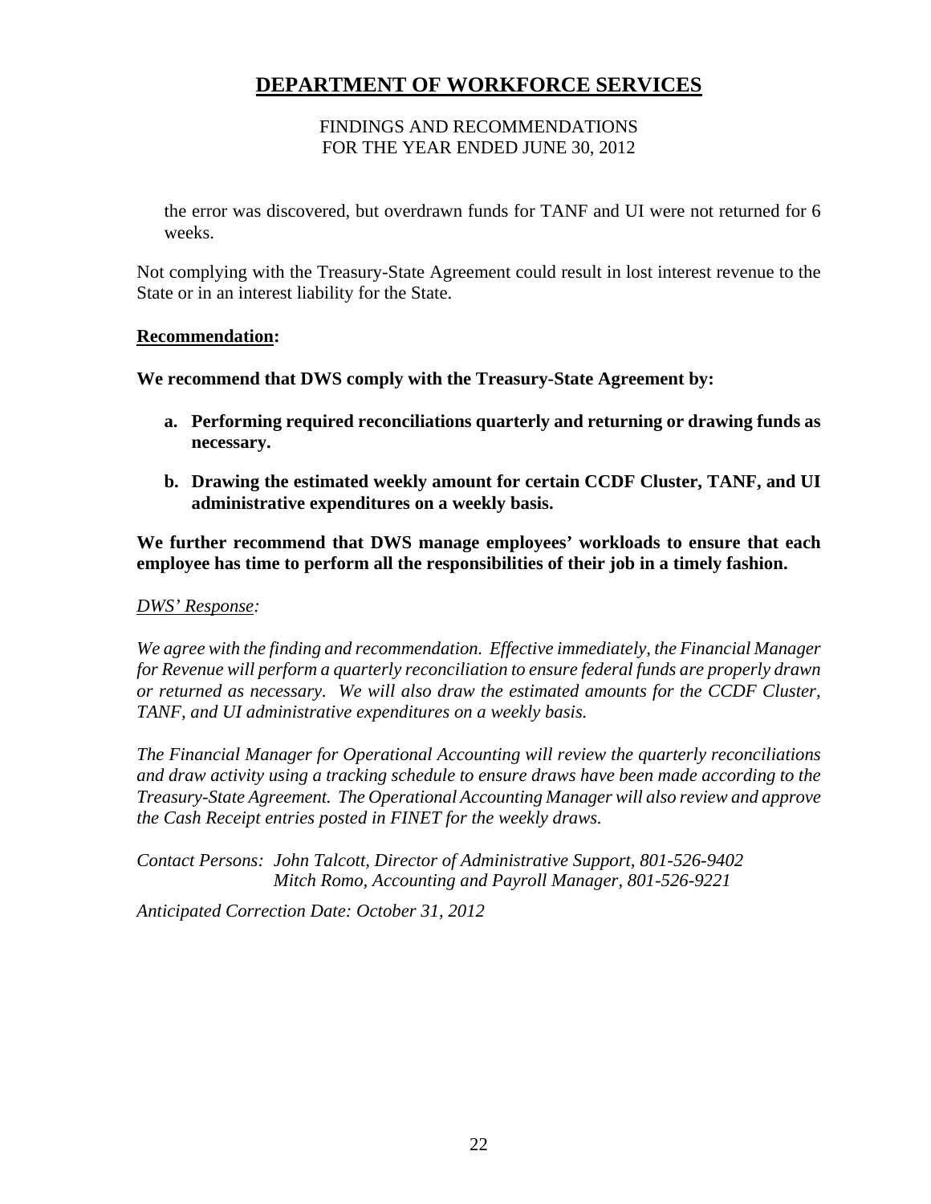the error was discovered, but overdrawn funds for TANF and UI were not returned for 6 weeks.

Not complying with the Treasury-State Agreement could result in lost interest revenue to the State or in an interest liability for the State.

**Recommendation:**

**We recommend that DWS comply with the Treasury-State Agreement by:**

a. **Performing required reconciliations quarterly and returning or drawing funds as necessary.**

b. **Drawing the estimated weekly amount for certain CCDF Cluster, TANF, and UI administrative expenditures on a weekly basis.**

**We further recommend that DWS manage employees' workloads to ensure that each employee has time to perform all the responsibilities of their job in a timely fashion.**

*DWS' Response:*

*We agree with the finding and recommendation. Effective immediately, the Financial Manager for Revenue will perform a quarterly reconciliation to ensure federal funds are properly drawn or returned as necessary. We will also draw the estimated amounts for the CCDF Cluster, TANF, and UI administrative expenditures on a weekly basis.*

*The Financial Manager for Operational Accounting will review the quarterly reconciliations and draw activity using a tracking schedule to ensure draws have been made according to the Treasury-State Agreement. The Operational Accounting Manager will also review and approve the Cash Receipt entries posted in FINET for the weekly draws.*

*Contact Persons: John Talcott, Director of Administrative Support, 801-526-9402*
*Mitch Romo, Accounting and Payroll Manager, 801-526-9221*

*Anticipated Correction Date: October 31, 2012*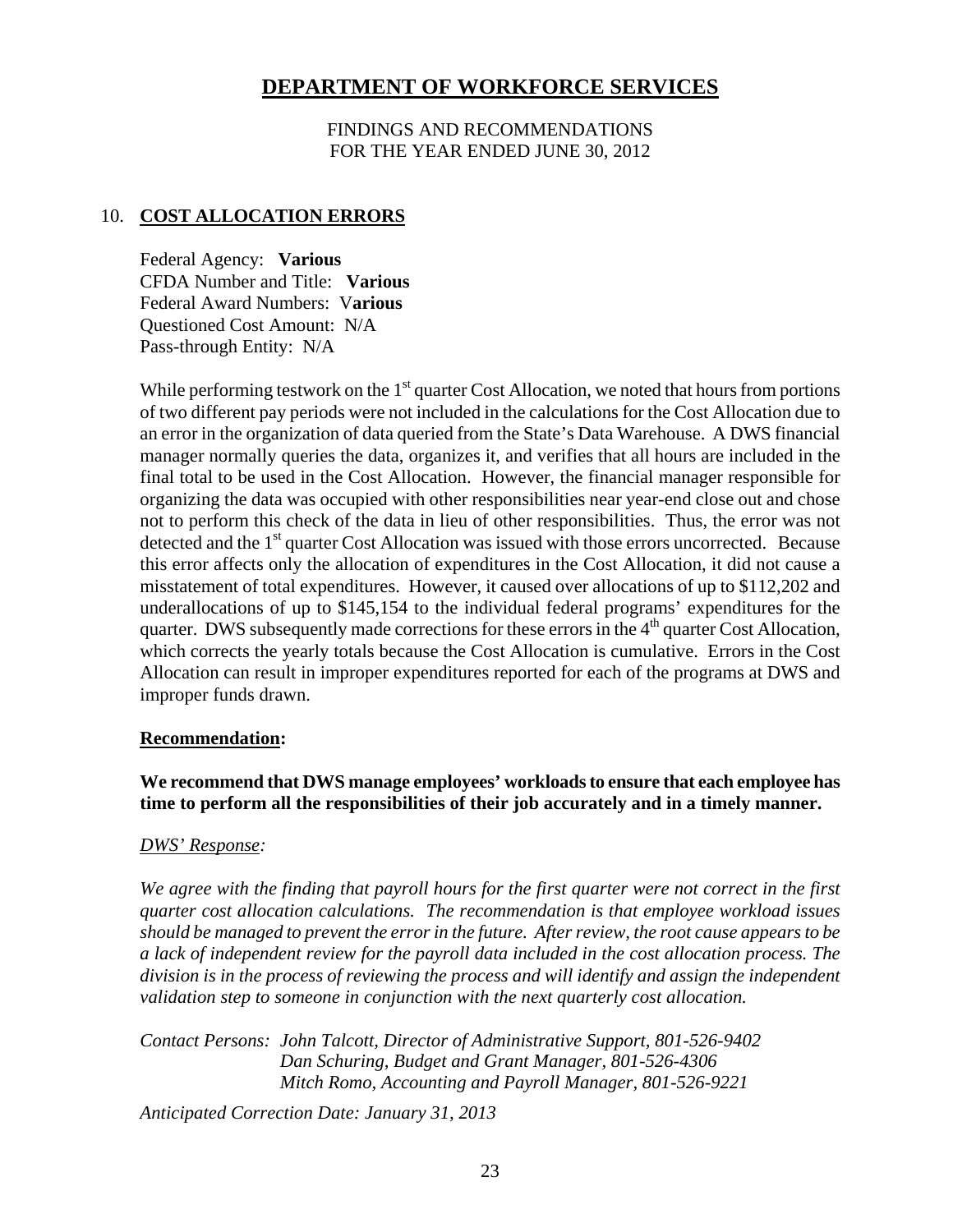# DEPARTMENT OF WORKFORCE SERVICES

FINDINGS AND RECOMMENDATIONS
FOR THE YEAR ENDED JUNE 30, 2012

## 10. COST ALLOCATION ERRORS

Federal Agency: **Various**
CFDA Number and Title: **Various**
Federal Award Numbers: V**arious**
Questioned Cost Amount: N/A
Pass-through Entity: N/A

While performing testwork on the 1st quarter Cost Allocation, we noted that hours from portions of two different pay periods were not included in the calculations for the Cost Allocation due to an error in the organization of data queried from the State's Data Warehouse. A DWS financial manager normally queries the data, organizes it, and verifies that all hours are included in the final total to be used in the Cost Allocation. However, the financial manager responsible for organizing the data was occupied with other responsibilities near year-end close out and chose not to perform this check of the data in lieu of other responsibilities. Thus, the error was not detected and the 1st quarter Cost Allocation was issued with those errors uncorrected. Because this error affects only the allocation of expenditures in the Cost Allocation, it did not cause a misstatement of total expenditures. However, it caused over allocations of up to $112,202 and underallocations of up to $145,154 to the individual federal programs' expenditures for the quarter. DWS subsequently made corrections for these errors in the 4th quarter Cost Allocation, which corrects the yearly totals because the Cost Allocation is cumulative. Errors in the Cost Allocation can result in improper expenditures reported for each of the programs at DWS and improper funds drawn.

**Recommendation:**

**We recommend that DWS manage employees' workloads to ensure that each employee has time to perform all the responsibilities of their job accurately and in a timely manner.**

*DWS' Response:*

*We agree with the finding that payroll hours for the first quarter were not correct in the first quarter cost allocation calculations. The recommendation is that employee workload issues should be managed to prevent the error in the future. After review, the root cause appears to be a lack of independent review for the payroll data included in the cost allocation process. The division is in the process of reviewing the process and will identify and assign the independent validation step to someone in conjunction with the next quarterly cost allocation.*

*Contact Persons: John Talcott, Director of Administrative Support, 801-526-9402*
*Dan Schuring, Budget and Grant Manager, 801-526-4306*
*Mitch Romo, Accounting and Payroll Manager, 801-526-9221*

*Anticipated Correction Date: January 31, 2013*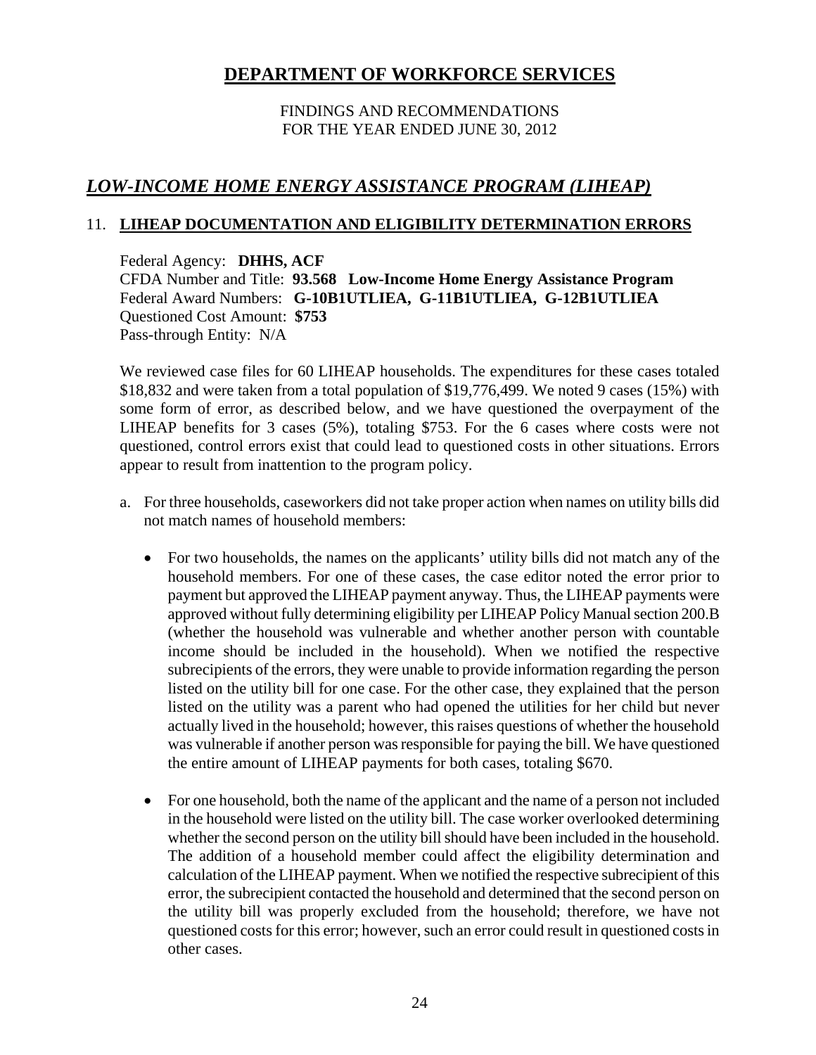# DEPARTMENT OF WORKFORCE SERVICES

FINDINGS AND RECOMMENDATIONS
FOR THE YEAR ENDED JUNE 30, 2012

## *LOW-INCOME HOME ENERGY ASSISTANCE PROGRAM (LIHEAP)*

### 11. LIHEAP DOCUMENTATION AND ELIGIBILITY DETERMINATION ERRORS

Federal Agency: **DHHS, ACF**
CFDA Number and Title: **93.568 Low-Income Home Energy Assistance Program**
Federal Award Numbers: **G-10B1UTLIEA, G-11B1UTLIEA, G-12B1UTLIEA**
Questioned Cost Amount: **$753**
Pass-through Entity: N/A

We reviewed case files for 60 LIHEAP households. The expenditures for these cases totaled $18,832 and were taken from a total population of $19,776,499. We noted 9 cases (15%) with some form of error, as described below, and we have questioned the overpayment of the LIHEAP benefits for 3 cases (5%), totaling $753. For the 6 cases where costs were not questioned, control errors exist that could lead to questioned costs in other situations. Errors appear to result from inattention to the program policy.

a. For three households, caseworkers did not take proper action when names on utility bills did not match names of household members:

   - For two households, the names on the applicants' utility bills did not match any of the household members. For one of these cases, the case editor noted the error prior to payment but approved the LIHEAP payment anyway. Thus, the LIHEAP payments were approved without fully determining eligibility per LIHEAP Policy Manual section 200.B (whether the household was vulnerable and whether another person with countable income should be included in the household). When we notified the respective subrecipients of the errors, they were unable to provide information regarding the person listed on the utility bill for one case. For the other case, they explained that the person listed on the utility was a parent who had opened the utilities for her child but never actually lived in the household; however, this raises questions of whether the household was vulnerable if another person was responsible for paying the bill. We have questioned the entire amount of LIHEAP payments for both cases, totaling $670.

   - For one household, both the name of the applicant and the name of a person not included in the household were listed on the utility bill. The case worker overlooked determining whether the second person on the utility bill should have been included in the household. The addition of a household member could affect the eligibility determination and calculation of the LIHEAP payment. When we notified the respective subrecipient of this error, the subrecipient contacted the household and determined that the second person on the utility bill was properly excluded from the household; therefore, we have not questioned costs for this error; however, such an error could result in questioned costs in other cases.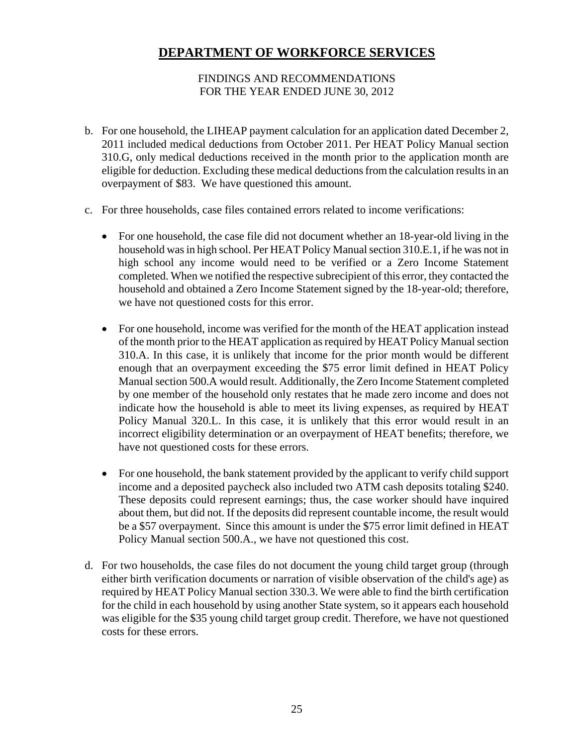# DEPARTMENT OF WORKFORCE SERVICES

FINDINGS AND RECOMMENDATIONS
FOR THE YEAR ENDED JUNE 30, 2012

b. For one household, the LIHEAP payment calculation for an application dated December 2, 2011 included medical deductions from October 2011. Per HEAT Policy Manual section 310.G, only medical deductions received in the month prior to the application month are eligible for deduction. Excluding these medical deductions from the calculation results in an overpayment of $83. We have questioned this amount.

c. For three households, case files contained errors related to income verifications:

   - For one household, the case file did not document whether an 18-year-old living in the household was in high school. Per HEAT Policy Manual section 310.E.1, if he was not in high school any income would need to be verified or a Zero Income Statement completed. When we notified the respective subrecipient of this error, they contacted the household and obtained a Zero Income Statement signed by the 18-year-old; therefore, we have not questioned costs for this error.

   - For one household, income was verified for the month of the HEAT application instead of the month prior to the HEAT application as required by HEAT Policy Manual section 310.A. In this case, it is unlikely that income for the prior month would be different enough that an overpayment exceeding the $75 error limit defined in HEAT Policy Manual section 500.A would result. Additionally, the Zero Income Statement completed by one member of the household only restates that he made zero income and does not indicate how the household is able to meet its living expenses, as required by HEAT Policy Manual 320.L. In this case, it is unlikely that this error would result in an incorrect eligibility determination or an overpayment of HEAT benefits; therefore, we have not questioned costs for these errors.

   - For one household, the bank statement provided by the applicant to verify child support income and a deposited paycheck also included two ATM cash deposits totaling $240. These deposits could represent earnings; thus, the case worker should have inquired about them, but did not. If the deposits did represent countable income, the result would be a $57 overpayment. Since this amount is under the $75 error limit defined in HEAT Policy Manual section 500.A., we have not questioned this cost.

d. For two households, the case files do not document the young child target group (through either birth verification documents or narration of visible observation of the child's age) as required by HEAT Policy Manual section 330.3. We were able to find the birth certification for the child in each household by using another State system, so it appears each household was eligible for the $35 young child target group credit. Therefore, we have not questioned costs for these errors.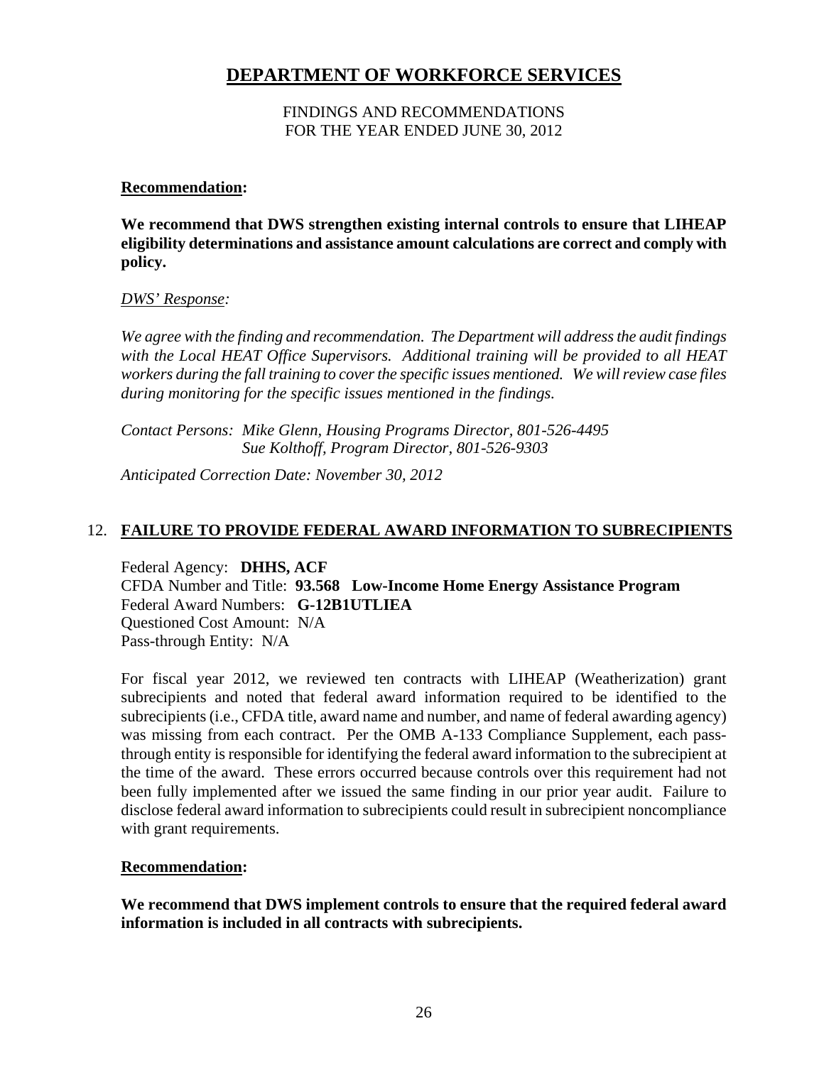# DEPARTMENT OF WORKFORCE SERVICES

FINDINGS AND RECOMMENDATIONS
FOR THE YEAR ENDED JUNE 30, 2012

**Recommendation:**

**We recommend that DWS strengthen existing internal controls to ensure that LIHEAP eligibility determinations and assistance amount calculations are correct and comply with policy.**

*DWS' Response:*

*We agree with the finding and recommendation. The Department will address the audit findings with the Local HEAT Office Supervisors. Additional training will be provided to all HEAT workers during the fall training to cover the specific issues mentioned. We will review case files during monitoring for the specific issues mentioned in the findings.*

*Contact Persons: Mike Glenn, Housing Programs Director, 801-526-4495*
*Sue Kolthoff, Program Director, 801-526-9303*

*Anticipated Correction Date: November 30, 2012*

## 12. FAILURE TO PROVIDE FEDERAL AWARD INFORMATION TO SUBRECIPIENTS

Federal Agency: **DHHS, ACF**
CFDA Number and Title: **93.568 Low-Income Home Energy Assistance Program**
Federal Award Numbers: **G-12B1UTLIEA**
Questioned Cost Amount: N/A
Pass-through Entity: N/A

For fiscal year 2012, we reviewed ten contracts with LIHEAP (Weatherization) grant subrecipients and noted that federal award information required to be identified to the subrecipients (i.e., CFDA title, award name and number, and name of federal awarding agency) was missing from each contract. Per the OMB A-133 Compliance Supplement, each pass-through entity is responsible for identifying the federal award information to the subrecipient at the time of the award. These errors occurred because controls over this requirement had not been fully implemented after we issued the same finding in our prior year audit. Failure to disclose federal award information to subrecipients could result in subrecipient noncompliance with grant requirements.

**Recommendation:**

**We recommend that DWS implement controls to ensure that the required federal award information is included in all contracts with subrecipients.**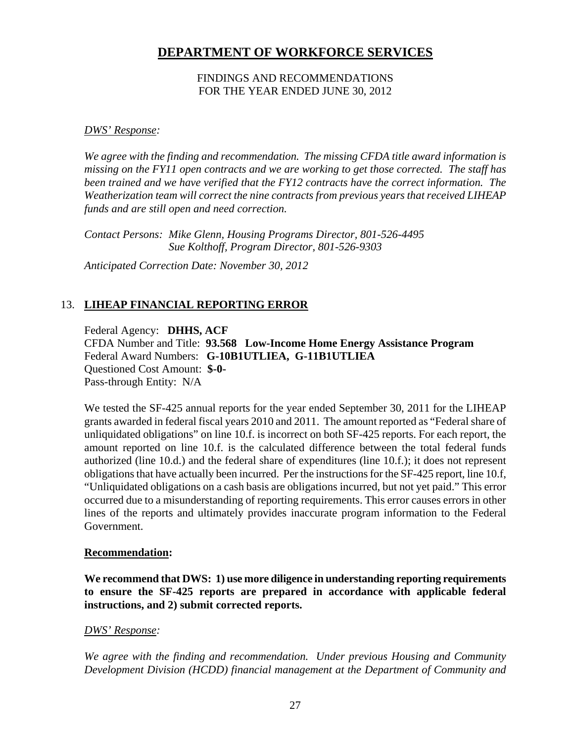# DEPARTMENT OF WORKFORCE SERVICES

FINDINGS AND RECOMMENDATIONS
FOR THE YEAR ENDED JUNE 30, 2012

*DWS' Response:*

*We agree with the finding and recommendation. The missing CFDA title award information is missing on the FY11 open contracts and we are working to get those corrected. The staff has been trained and we have verified that the FY12 contracts have the correct information. The Weatherization team will correct the nine contracts from previous years that received LIHEAP funds and are still open and need correction.*

*Contact Persons: Mike Glenn, Housing Programs Director, 801-526-4495*
*Sue Kolthoff, Program Director, 801-526-9303*

*Anticipated Correction Date: November 30, 2012*

## 13. LIHEAP FINANCIAL REPORTING ERROR

Federal Agency: **DHHS, ACF**
CFDA Number and Title: **93.568 Low-Income Home Energy Assistance Program**
Federal Award Numbers: **G-10B1UTLIEA, G-11B1UTLIEA**
Questioned Cost Amount: **$-0-**
Pass-through Entity: N/A

We tested the SF-425 annual reports for the year ended September 30, 2011 for the LIHEAP grants awarded in federal fiscal years 2010 and 2011. The amount reported as "Federal share of unliquidated obligations" on line 10.f. is incorrect on both SF-425 reports. For each report, the amount reported on line 10.f. is the calculated difference between the total federal funds authorized (line 10.d.) and the federal share of expenditures (line 10.f.); it does not represent obligations that have actually been incurred. Per the instructions for the SF-425 report, line 10.f, "Unliquidated obligations on a cash basis are obligations incurred, but not yet paid." This error occurred due to a misunderstanding of reporting requirements. This error causes errors in other lines of the reports and ultimately provides inaccurate program information to the Federal Government.

**Recommendation:**

**We recommend that DWS: 1) use more diligence in understanding reporting requirements to ensure the SF-425 reports are prepared in accordance with applicable federal instructions, and 2) submit corrected reports.**

*DWS' Response:*

*We agree with the finding and recommendation. Under previous Housing and Community Development Division (HCDD) financial management at the Department of Community and*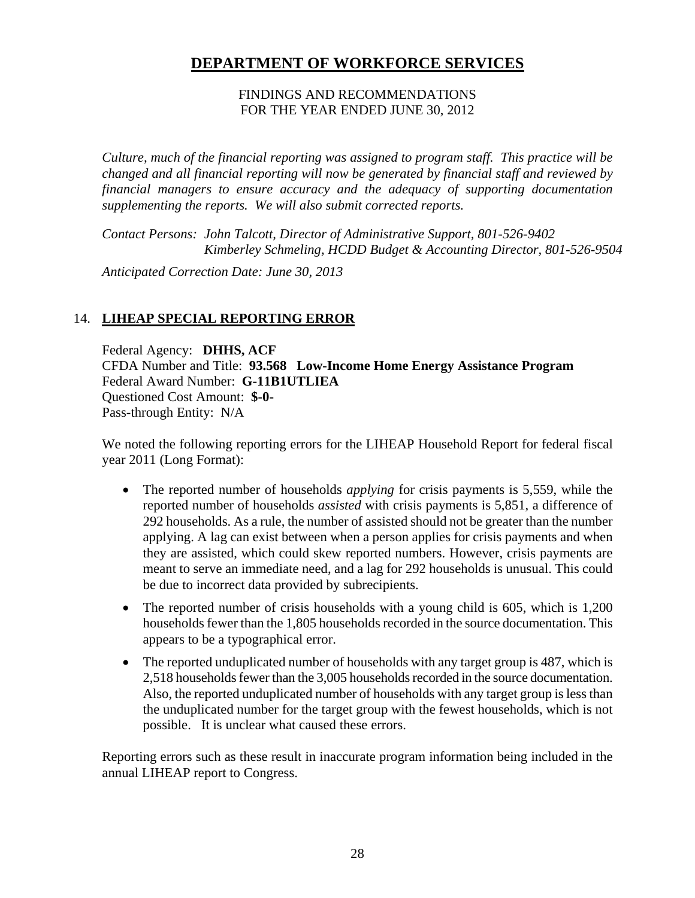# DEPARTMENT OF WORKFORCE SERVICES

FINDINGS AND RECOMMENDATIONS
FOR THE YEAR ENDED JUNE 30, 2012

*Culture, much of the financial reporting was assigned to program staff. This practice will be changed and all financial reporting will now be generated by financial staff and reviewed by financial managers to ensure accuracy and the adequacy of supporting documentation supplementing the reports. We will also submit corrected reports.*

*Contact Persons: John Talcott, Director of Administrative Support, 801-526-9402*
*Kimberley Schmeling, HCDD Budget & Accounting Director, 801-526-9504*

*Anticipated Correction Date: June 30, 2013*

## 14. LIHEAP SPECIAL REPORTING ERROR

Federal Agency: **DHHS, ACF**
CFDA Number and Title: **93.568 Low-Income Home Energy Assistance Program**
Federal Award Number: **G-11B1UTLIEA**
Questioned Cost Amount: **$-0-**
Pass-through Entity: N/A

We noted the following reporting errors for the LIHEAP Household Report for federal fiscal year 2011 (Long Format):

- The reported number of households *applying* for crisis payments is 5,559, while the reported number of households *assisted* with crisis payments is 5,851, a difference of 292 households. As a rule, the number of assisted should not be greater than the number applying. A lag can exist between when a person applies for crisis payments and when they are assisted, which could skew reported numbers. However, crisis payments are meant to serve an immediate need, and a lag for 292 households is unusual. This could be due to incorrect data provided by subrecipients.
- The reported number of crisis households with a young child is 605, which is 1,200 households fewer than the 1,805 households recorded in the source documentation. This appears to be a typographical error.
- The reported unduplicated number of households with any target group is 487, which is 2,518 households fewer than the 3,005 households recorded in the source documentation. Also, the reported unduplicated number of households with any target group is less than the unduplicated number for the target group with the fewest households, which is not possible. It is unclear what caused these errors.

Reporting errors such as these result in inaccurate program information being included in the annual LIHEAP report to Congress.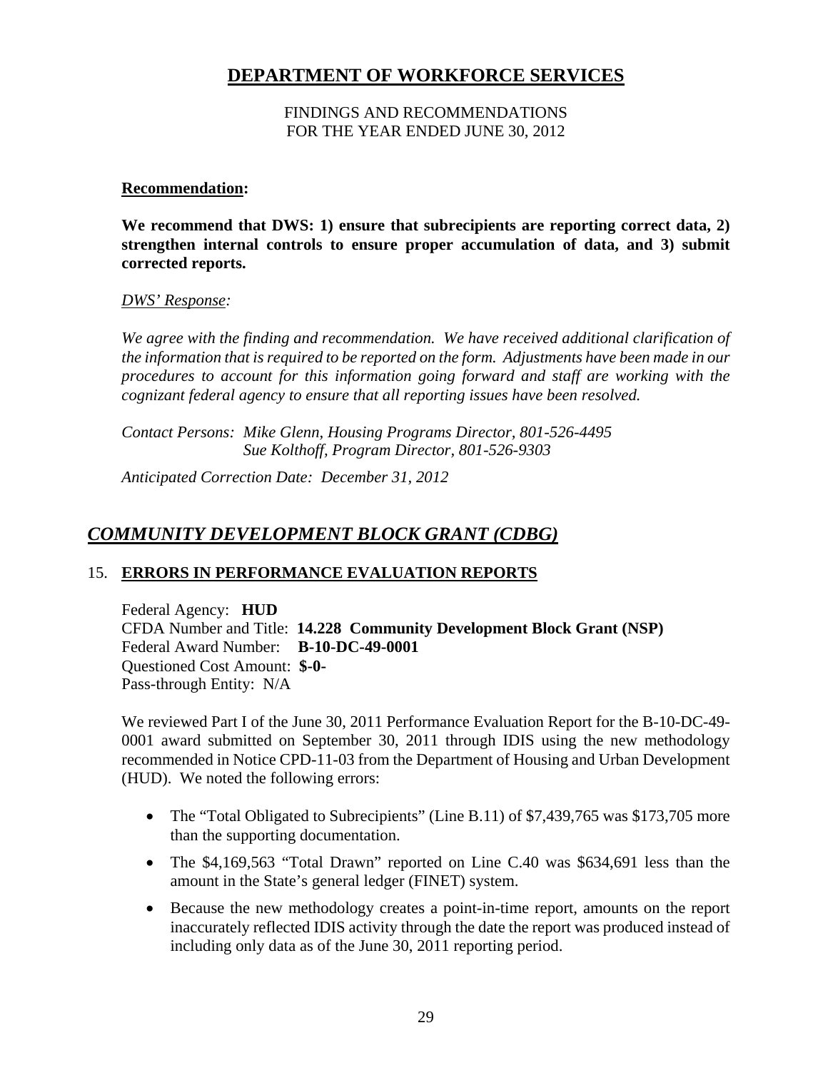# DEPARTMENT OF WORKFORCE SERVICES

FINDINGS AND RECOMMENDATIONS
FOR THE YEAR ENDED JUNE 30, 2012

**Recommendation:**

**We recommend that DWS: 1) ensure that subrecipients are reporting correct data, 2) strengthen internal controls to ensure proper accumulation of data, and 3) submit corrected reports.**

*DWS' Response:*

*We agree with the finding and recommendation. We have received additional clarification of the information that is required to be reported on the form. Adjustments have been made in our procedures to account for this information going forward and staff are working with the cognizant federal agency to ensure that all reporting issues have been resolved.*

*Contact Persons: Mike Glenn, Housing Programs Director, 801-526-4495*
*Sue Kolthoff, Program Director, 801-526-9303*

*Anticipated Correction Date: December 31, 2012*

## *COMMUNITY DEVELOPMENT BLOCK GRANT (CDBG)*

### 15. ERRORS IN PERFORMANCE EVALUATION REPORTS

Federal Agency: **HUD**
CFDA Number and Title: **14.228 Community Development Block Grant (NSP)**
Federal Award Number: **B-10-DC-49-0001**
Questioned Cost Amount: **$-0-**
Pass-through Entity: N/A

We reviewed Part I of the June 30, 2011 Performance Evaluation Report for the B-10-DC-49-0001 award submitted on September 30, 2011 through IDIS using the new methodology recommended in Notice CPD-11-03 from the Department of Housing and Urban Development (HUD). We noted the following errors:

- The "Total Obligated to Subrecipients" (Line B.11) of $7,439,765 was $173,705 more than the supporting documentation.
- The $4,169,563 "Total Drawn" reported on Line C.40 was $634,691 less than the amount in the State's general ledger (FINET) system.
- Because the new methodology creates a point-in-time report, amounts on the report inaccurately reflected IDIS activity through the date the report was produced instead of including only data as of the June 30, 2011 reporting period.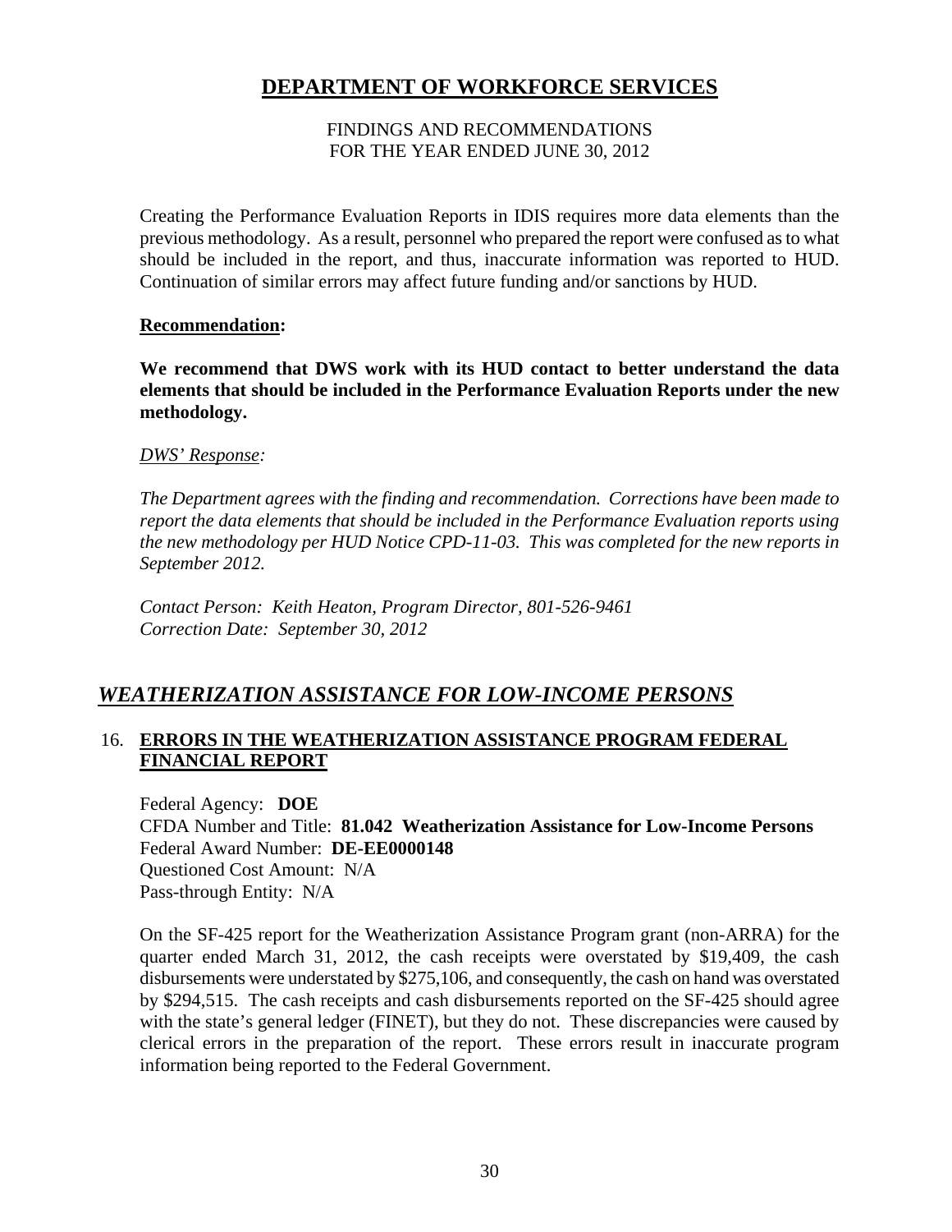# DEPARTMENT OF WORKFORCE SERVICES

FINDINGS AND RECOMMENDATIONS
FOR THE YEAR ENDED JUNE 30, 2012

Creating the Performance Evaluation Reports in IDIS requires more data elements than the previous methodology. As a result, personnel who prepared the report were confused as to what should be included in the report, and thus, inaccurate information was reported to HUD. Continuation of similar errors may affect future funding and/or sanctions by HUD.

**Recommendation:**

**We recommend that DWS work with its HUD contact to better understand the data elements that should be included in the Performance Evaluation Reports under the new methodology.**

*DWS' Response:*

*The Department agrees with the finding and recommendation. Corrections have been made to report the data elements that should be included in the Performance Evaluation reports using the new methodology per HUD Notice CPD-11-03. This was completed for the new reports in September 2012.*

*Contact Person: Keith Heaton, Program Director, 801-526-9461*
*Correction Date: September 30, 2012*

## *WEATHERIZATION ASSISTANCE FOR LOW-INCOME PERSONS*

### 16. ERRORS IN THE WEATHERIZATION ASSISTANCE PROGRAM FEDERAL FINANCIAL REPORT

Federal Agency: **DOE**
CFDA Number and Title: **81.042 Weatherization Assistance for Low-Income Persons**
Federal Award Number: **DE-EE0000148**
Questioned Cost Amount: N/A
Pass-through Entity: N/A

On the SF-425 report for the Weatherization Assistance Program grant (non-ARRA) for the quarter ended March 31, 2012, the cash receipts were overstated by $19,409, the cash disbursements were understated by $275,106, and consequently, the cash on hand was overstated by $294,515. The cash receipts and cash disbursements reported on the SF-425 should agree with the state's general ledger (FINET), but they do not. These discrepancies were caused by clerical errors in the preparation of the report. These errors result in inaccurate program information being reported to the Federal Government.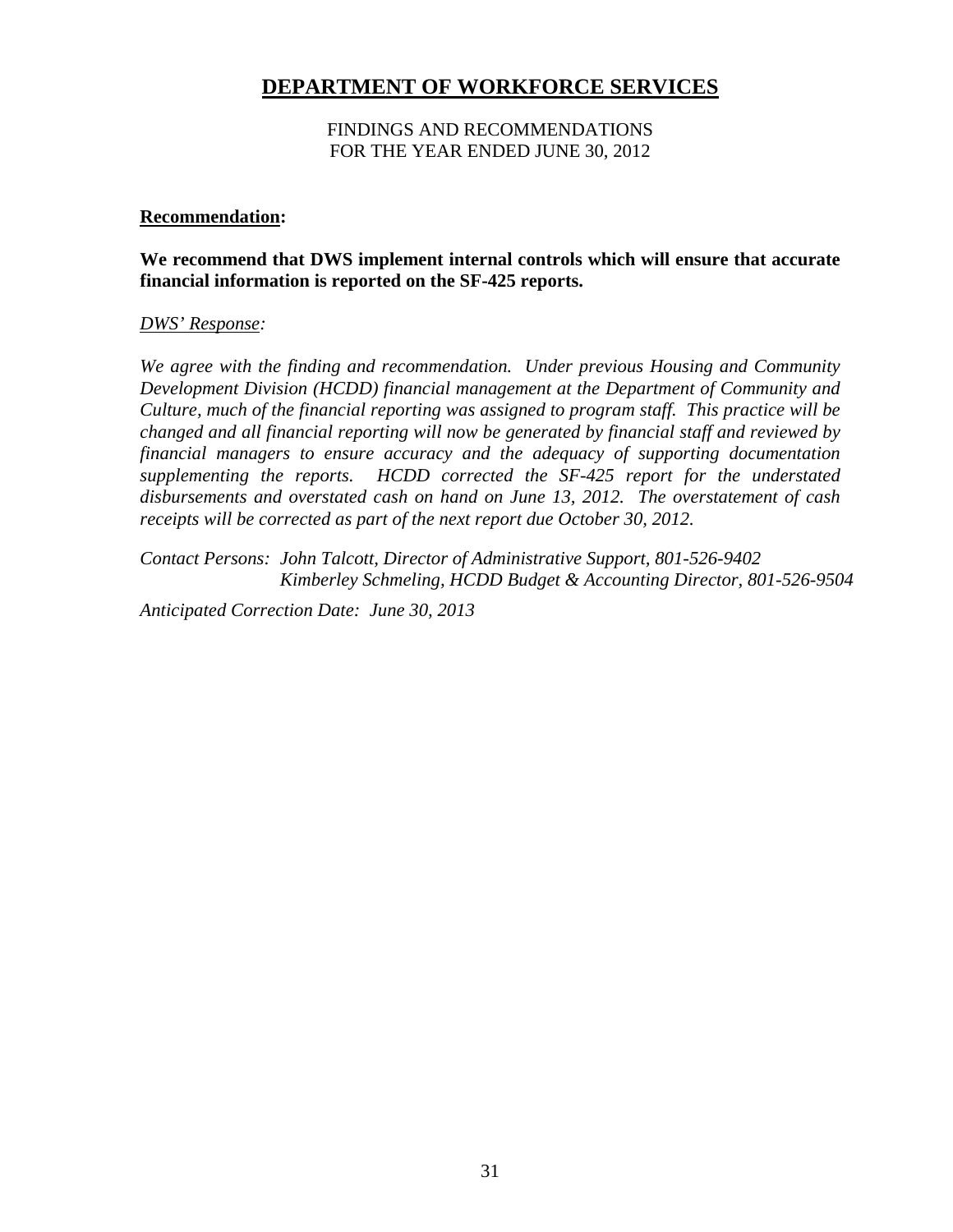# DEPARTMENT OF WORKFORCE SERVICES

FINDINGS AND RECOMMENDATIONS
FOR THE YEAR ENDED JUNE 30, 2012

**Recommendation:**

**We recommend that DWS implement internal controls which will ensure that accurate financial information is reported on the SF-425 reports.**

*DWS' Response:*

*We agree with the finding and recommendation. Under previous Housing and Community Development Division (HCDD) financial management at the Department of Community and Culture, much of the financial reporting was assigned to program staff. This practice will be changed and all financial reporting will now be generated by financial staff and reviewed by financial managers to ensure accuracy and the adequacy of supporting documentation supplementing the reports. HCDD corrected the SF-425 report for the understated disbursements and overstated cash on hand on June 13, 2012. The overstatement of cash receipts will be corrected as part of the next report due October 30, 2012.*

*Contact Persons: John Talcott, Director of Administrative Support, 801-526-9402*
*Kimberley Schmeling, HCDD Budget & Accounting Director, 801-526-9504*

*Anticipated Correction Date: June 30, 2013*